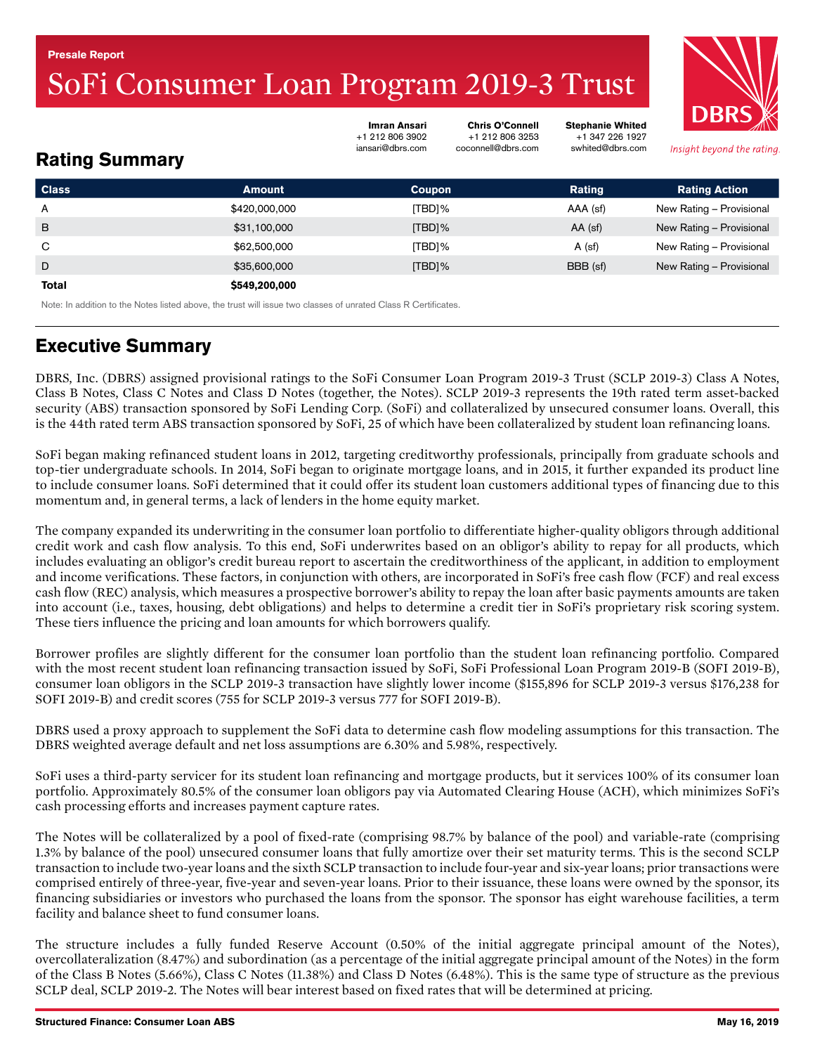Presale Report

# SoFi Consumer Loan Program 2019-3 Trust

**Imran Ansari**
+1 212 806 3902
iansari@dbrs.com

**Chris O'Connell**
+1 212 806 3253
coconnell@dbrs.com

**Stephanie Whited**
+1 347 226 1927
swhited@dbrs.com

*Insight beyond the rating.*

## Rating Summary

| Class | Amount | Coupon | Rating | Rating Action |
|---|---|---|---|---|
| A | $420,000,000 | [TBD]% | AAA (sf) | New Rating – Provisional |
| B | $31,100,000 | [TBD]% | AA (sf) | New Rating – Provisional |
| C | $62,500,000 | [TBD]% | A (sf) | New Rating – Provisional |
| D | $35,600,000 | [TBD]% | BBB (sf) | New Rating – Provisional |
| **Total** | **$549,200,000** | | | |

Note: In addition to the Notes listed above, the trust will issue two classes of unrated Class R Certificates.

## Executive Summary

DBRS, Inc. (DBRS) assigned provisional ratings to the SoFi Consumer Loan Program 2019-3 Trust (SCLP 2019-3) Class A Notes, Class B Notes, Class C Notes and Class D Notes (together, the Notes). SCLP 2019-3 represents the 19th rated term asset-backed security (ABS) transaction sponsored by SoFi Lending Corp. (SoFi) and collateralized by unsecured consumer loans. Overall, this is the 44th rated term ABS transaction sponsored by SoFi, 25 of which have been collateralized by student loan refinancing loans.

SoFi began making refinanced student loans in 2012, targeting creditworthy professionals, principally from graduate schools and top-tier undergraduate schools. In 2014, SoFi began to originate mortgage loans, and in 2015, it further expanded its product line to include consumer loans. SoFi determined that it could offer its student loan customers additional types of financing due to this momentum and, in general terms, a lack of lenders in the home equity market.

The company expanded its underwriting in the consumer loan portfolio to differentiate higher-quality obligors through additional credit work and cash flow analysis. To this end, SoFi underwrites based on an obligor's ability to repay for all products, which includes evaluating an obligor's credit bureau report to ascertain the creditworthiness of the applicant, in addition to employment and income verifications. These factors, in conjunction with others, are incorporated in SoFi's free cash flow (FCF) and real excess cash flow (REC) analysis, which measures a prospective borrower's ability to repay the loan after basic payments amounts are taken into account (i.e., taxes, housing, debt obligations) and helps to determine a credit tier in SoFi's proprietary risk scoring system. These tiers influence the pricing and loan amounts for which borrowers qualify.

Borrower profiles are slightly different for the consumer loan portfolio than the student loan refinancing portfolio. Compared with the most recent student loan refinancing transaction issued by SoFi, SoFi Professional Loan Program 2019-B (SOFI 2019-B), consumer loan obligors in the SCLP 2019-3 transaction have slightly lower income ($155,896 for SCLP 2019-3 versus $176,238 for SOFI 2019-B) and credit scores (755 for SCLP 2019-3 versus 777 for SOFI 2019-B).

DBRS used a proxy approach to supplement the SoFi data to determine cash flow modeling assumptions for this transaction. The DBRS weighted average default and net loss assumptions are 6.30% and 5.98%, respectively.

SoFi uses a third-party servicer for its student loan refinancing and mortgage products, but it services 100% of its consumer loan portfolio. Approximately 80.5% of the consumer loan obligors pay via Automated Clearing House (ACH), which minimizes SoFi's cash processing efforts and increases payment capture rates.

The Notes will be collateralized by a pool of fixed-rate (comprising 98.7% by balance of the pool) and variable-rate (comprising 1.3% by balance of the pool) unsecured consumer loans that fully amortize over their set maturity terms. This is the second SCLP transaction to include two-year loans and the sixth SCLP transaction to include four-year and six-year loans; prior transactions were comprised entirely of three-year, five-year and seven-year loans. Prior to their issuance, these loans were owned by the sponsor, its financing subsidiaries or investors who purchased the loans from the sponsor. The sponsor has eight warehouse facilities, a term facility and balance sheet to fund consumer loans.

The structure includes a fully funded Reserve Account (0.50% of the initial aggregate principal amount of the Notes), overcollateralization (8.47%) and subordination (as a percentage of the initial aggregate principal amount of the Notes) in the form of the Class B Notes (5.66%), Class C Notes (11.38%) and Class D Notes (6.48%). This is the same type of structure as the previous SCLP deal, SCLP 2019-2. The Notes will bear interest based on fixed rates that will be determined at pricing.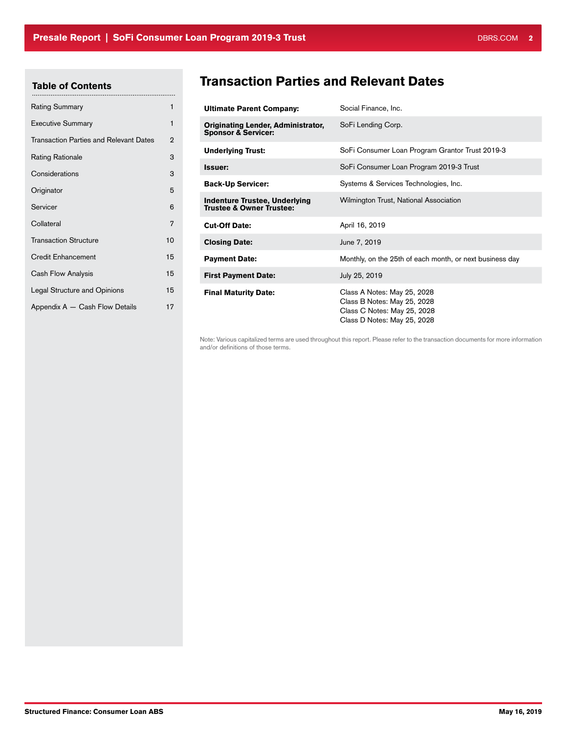## Table of Contents

| | |
|---|---|
| Rating Summary | 1 |
| Executive Summary | 1 |
| Transaction Parties and Relevant Dates | 2 |
| Rating Rationale | 3 |
| Considerations | 3 |
| Originator | 5 |
| Servicer | 6 |
| Collateral | 7 |
| Transaction Structure | 10 |
| Credit Enhancement | 15 |
| Cash Flow Analysis | 15 |
| Legal Structure and Opinions | 15 |
| Appendix A — Cash Flow Details | 17 |

# Transaction Parties and Relevant Dates

| | |
|---|---|
| **Ultimate Parent Company:** | Social Finance, Inc. |
| **Originating Lender, Administrator, Sponsor & Servicer:** | SoFi Lending Corp. |
| **Underlying Trust:** | SoFi Consumer Loan Program Grantor Trust 2019-3 |
| **Issuer:** | SoFi Consumer Loan Program 2019-3 Trust |
| **Back-Up Servicer:** | Systems & Services Technologies, Inc. |
| **Indenture Trustee, Underlying Trustee & Owner Trustee:** | Wilmington Trust, National Association |
| **Cut-Off Date:** | April 16, 2019 |
| **Closing Date:** | June 7, 2019 |
| **Payment Date:** | Monthly, on the 25th of each month, or next business day |
| **First Payment Date:** | July 25, 2019 |
| **Final Maturity Date:** | Class A Notes: May 25, 2028<br>Class B Notes: May 25, 2028<br>Class C Notes: May 25, 2028<br>Class D Notes: May 25, 2028 |

Note: Various capitalized terms are used throughout this report. Please refer to the transaction documents for more information and/or definitions of those terms.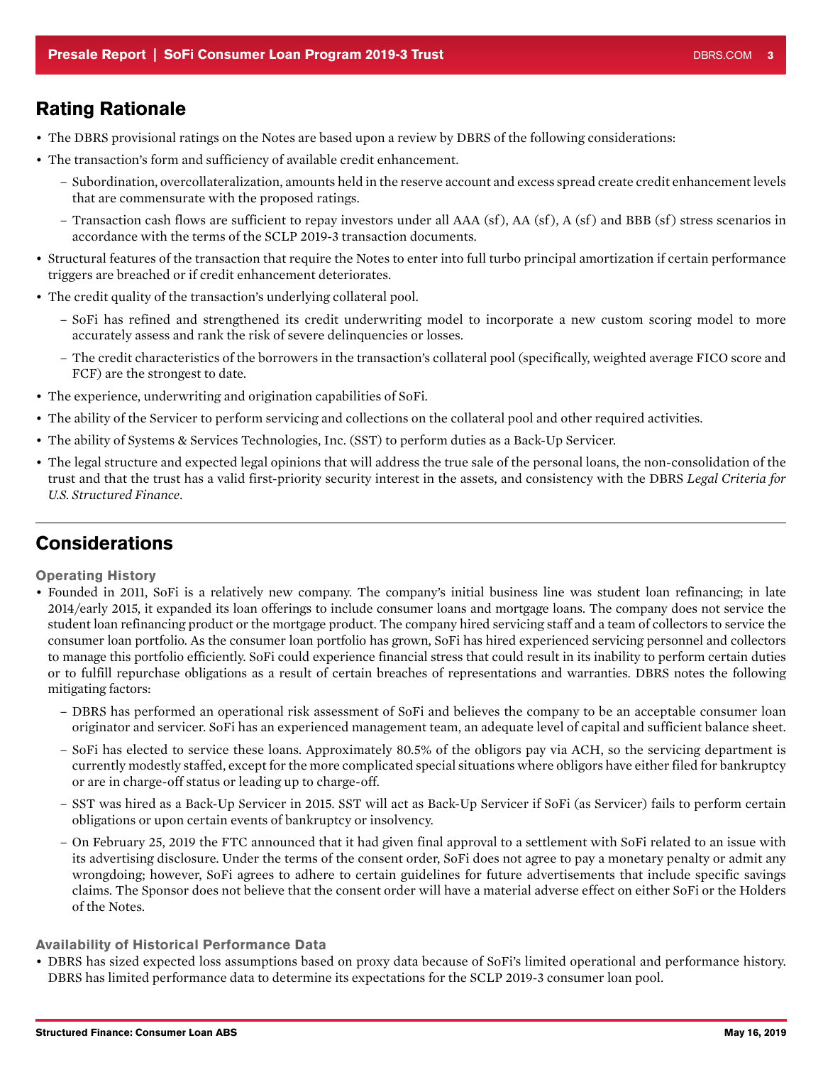## Rating Rationale

- The DBRS provisional ratings on the Notes are based upon a review by DBRS of the following considerations:
- The transaction's form and sufficiency of available credit enhancement.
  - Subordination, overcollateralization, amounts held in the reserve account and excess spread create credit enhancement levels that are commensurate with the proposed ratings.
  - Transaction cash flows are sufficient to repay investors under all AAA (sf), AA (sf), A (sf) and BBB (sf) stress scenarios in accordance with the terms of the SCLP 2019-3 transaction documents.
- Structural features of the transaction that require the Notes to enter into full turbo principal amortization if certain performance triggers are breached or if credit enhancement deteriorates.
- The credit quality of the transaction's underlying collateral pool.
  - SoFi has refined and strengthened its credit underwriting model to incorporate a new custom scoring model to more accurately assess and rank the risk of severe delinquencies or losses.
  - The credit characteristics of the borrowers in the transaction's collateral pool (specifically, weighted average FICO score and FCF) are the strongest to date.
- The experience, underwriting and origination capabilities of SoFi.
- The ability of the Servicer to perform servicing and collections on the collateral pool and other required activities.
- The ability of Systems & Services Technologies, Inc. (SST) to perform duties as a Back-Up Servicer.
- The legal structure and expected legal opinions that will address the true sale of the personal loans, the non-consolidation of the trust and that the trust has a valid first-priority security interest in the assets, and consistency with the DBRS *Legal Criteria for U.S. Structured Finance*.

## Considerations

### Operating History

- Founded in 2011, SoFi is a relatively new company. The company's initial business line was student loan refinancing; in late 2014/early 2015, it expanded its loan offerings to include consumer loans and mortgage loans. The company does not service the student loan refinancing product or the mortgage product. The company hired servicing staff and a team of collectors to service the consumer loan portfolio. As the consumer loan portfolio has grown, SoFi has hired experienced servicing personnel and collectors to manage this portfolio efficiently. SoFi could experience financial stress that could result in its inability to perform certain duties or to fulfill repurchase obligations as a result of certain breaches of representations and warranties. DBRS notes the following mitigating factors:
  - DBRS has performed an operational risk assessment of SoFi and believes the company to be an acceptable consumer loan originator and servicer. SoFi has an experienced management team, an adequate level of capital and sufficient balance sheet.
  - SoFi has elected to service these loans. Approximately 80.5% of the obligors pay via ACH, so the servicing department is currently modestly staffed, except for the more complicated special situations where obligors have either filed for bankruptcy or are in charge-off status or leading up to charge-off.
  - SST was hired as a Back-Up Servicer in 2015. SST will act as Back-Up Servicer if SoFi (as Servicer) fails to perform certain obligations or upon certain events of bankruptcy or insolvency.
  - On February 25, 2019 the FTC announced that it had given final approval to a settlement with SoFi related to an issue with its advertising disclosure. Under the terms of the consent order, SoFi does not agree to pay a monetary penalty or admit any wrongdoing; however, SoFi agrees to adhere to certain guidelines for future advertisements that include specific savings claims. The Sponsor does not believe that the consent order will have a material adverse effect on either SoFi or the Holders of the Notes.

### Availability of Historical Performance Data

- DBRS has sized expected loss assumptions based on proxy data because of SoFi's limited operational and performance history. DBRS has limited performance data to determine its expectations for the SCLP 2019-3 consumer loan pool.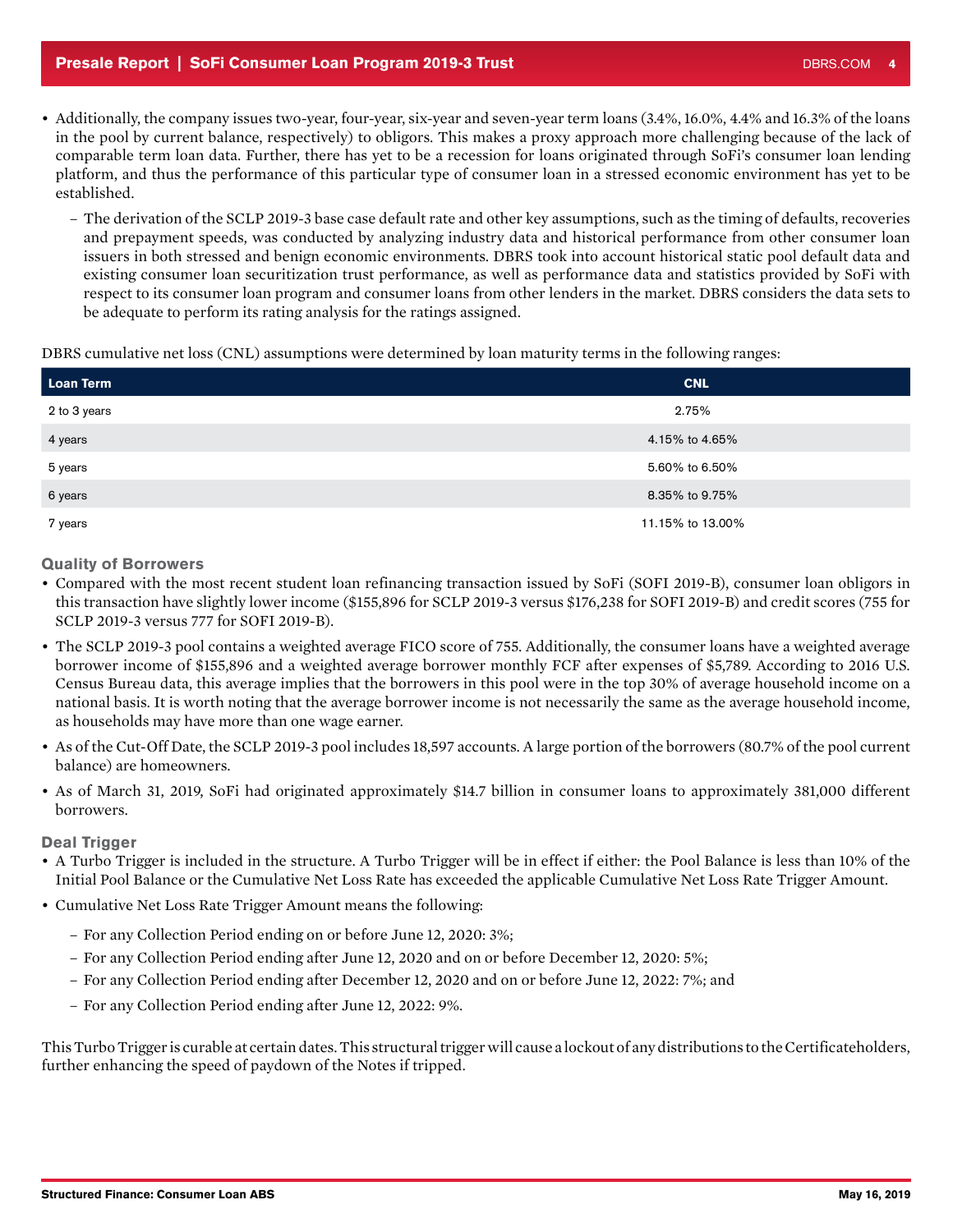- Additionally, the company issues two-year, four-year, six-year and seven-year term loans (3.4%, 16.0%, 4.4% and 16.3% of the loans in the pool by current balance, respectively) to obligors. This makes a proxy approach more challenging because of the lack of comparable term loan data. Further, there has yet to be a recession for loans originated through SoFi's consumer loan lending platform, and thus the performance of this particular type of consumer loan in a stressed economic environment has yet to be established.
  - The derivation of the SCLP 2019-3 base case default rate and other key assumptions, such as the timing of defaults, recoveries and prepayment speeds, was conducted by analyzing industry data and historical performance from other consumer loan issuers in both stressed and benign economic environments. DBRS took into account historical static pool default data and existing consumer loan securitization trust performance, as well as performance data and statistics provided by SoFi with respect to its consumer loan program and consumer loans from other lenders in the market. DBRS considers the data sets to be adequate to perform its rating analysis for the ratings assigned.

DBRS cumulative net loss (CNL) assumptions were determined by loan maturity terms in the following ranges:

| Loan Term | CNL |
|---|---|
| 2 to 3 years | 2.75% |
| 4 years | 4.15% to 4.65% |
| 5 years | 5.60% to 6.50% |
| 6 years | 8.35% to 9.75% |
| 7 years | 11.15% to 13.00% |

### Quality of Borrowers

- Compared with the most recent student loan refinancing transaction issued by SoFi (SOFI 2019-B), consumer loan obligors in this transaction have slightly lower income ($155,896 for SCLP 2019-3 versus $176,238 for SOFI 2019-B) and credit scores (755 for SCLP 2019-3 versus 777 for SOFI 2019-B).
- The SCLP 2019-3 pool contains a weighted average FICO score of 755. Additionally, the consumer loans have a weighted average borrower income of $155,896 and a weighted average borrower monthly FCF after expenses of $5,789. According to 2016 U.S. Census Bureau data, this average implies that the borrowers in this pool were in the top 30% of average household income on a national basis. It is worth noting that the average borrower income is not necessarily the same as the average household income, as households may have more than one wage earner.
- As of the Cut-Off Date, the SCLP 2019-3 pool includes 18,597 accounts. A large portion of the borrowers (80.7% of the pool current balance) are homeowners.
- As of March 31, 2019, SoFi had originated approximately $14.7 billion in consumer loans to approximately 381,000 different borrowers.

### Deal Trigger

- A Turbo Trigger is included in the structure. A Turbo Trigger will be in effect if either: the Pool Balance is less than 10% of the Initial Pool Balance or the Cumulative Net Loss Rate has exceeded the applicable Cumulative Net Loss Rate Trigger Amount.
- Cumulative Net Loss Rate Trigger Amount means the following:
  - For any Collection Period ending on or before June 12, 2020: 3%;
  - For any Collection Period ending after June 12, 2020 and on or before December 12, 2020: 5%;
  - For any Collection Period ending after December 12, 2020 and on or before June 12, 2022: 7%; and
  - For any Collection Period ending after June 12, 2022: 9%.

This Turbo Trigger is curable at certain dates. This structural trigger will cause a lockout of any distributions to the Certificateholders, further enhancing the speed of paydown of the Notes if tripped.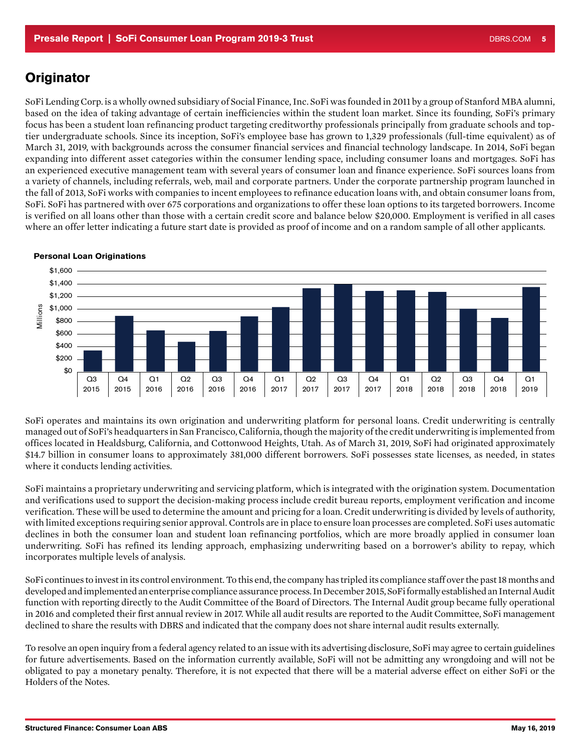## Originator

SoFi Lending Corp. is a wholly owned subsidiary of Social Finance, Inc. SoFi was founded in 2011 by a group of Stanford MBA alumni, based on the idea of taking advantage of certain inefficiencies within the student loan market. Since its founding, SoFi's primary focus has been a student loan refinancing product targeting creditworthy professionals principally from graduate schools and top-tier undergraduate schools. Since its inception, SoFi's employee base has grown to 1,329 professionals (full-time equivalent) as of March 31, 2019, with backgrounds across the consumer financial services and financial technology landscape. In 2014, SoFi began expanding into different asset categories within the consumer lending space, including consumer loans and mortgages. SoFi has an experienced executive management team with several years of consumer loan and finance experience. SoFi sources loans from a variety of channels, including referrals, web, mail and corporate partners. Under the corporate partnership program launched in the fall of 2013, SoFi works with companies to incent employees to refinance education loans with, and obtain consumer loans from, SoFi. SoFi has partnered with over 675 corporations and organizations to offer these loan options to its targeted borrowers. Income is verified on all loans other than those with a certain credit score and balance below $20,000. Employment is verified in all cases where an offer letter indicating a future start date is provided as proof of income and on a random sample of all other applicants.

**Personal Loan Originations**

SoFi operates and maintains its own origination and underwriting platform for personal loans. Credit underwriting is centrally managed out of SoFi's headquarters in San Francisco, California, though the majority of the credit underwriting is implemented from offices located in Healdsburg, California, and Cottonwood Heights, Utah. As of March 31, 2019, SoFi had originated approximately $14.7 billion in consumer loans to approximately 381,000 different borrowers. SoFi possesses state licenses, as needed, in states where it conducts lending activities.

SoFi maintains a proprietary underwriting and servicing platform, which is integrated with the origination system. Documentation and verifications used to support the decision-making process include credit bureau reports, employment verification and income verification. These will be used to determine the amount and pricing for a loan. Credit underwriting is divided by levels of authority, with limited exceptions requiring senior approval. Controls are in place to ensure loan processes are completed. SoFi uses automatic declines in both the consumer loan and student loan refinancing portfolios, which are more broadly applied in consumer loan underwriting. SoFi has refined its lending approach, emphasizing underwriting based on a borrower's ability to repay, which incorporates multiple levels of analysis.

SoFi continues to invest in its control environment. To this end, the company has tripled its compliance staff over the past 18 months and developed and implemented an enterprise compliance assurance process. In December 2015, SoFi formally established an Internal Audit function with reporting directly to the Audit Committee of the Board of Directors. The Internal Audit group became fully operational in 2016 and completed their first annual review in 2017. While all audit results are reported to the Audit Committee, SoFi management declined to share the results with DBRS and indicated that the company does not share internal audit results externally.

To resolve an open inquiry from a federal agency related to an issue with its advertising disclosure, SoFi may agree to certain guidelines for future advertisements. Based on the information currently available, SoFi will not be admitting any wrongdoing and will not be obligated to pay a monetary penalty. Therefore, it is not expected that there will be a material adverse effect on either SoFi or the Holders of the Notes.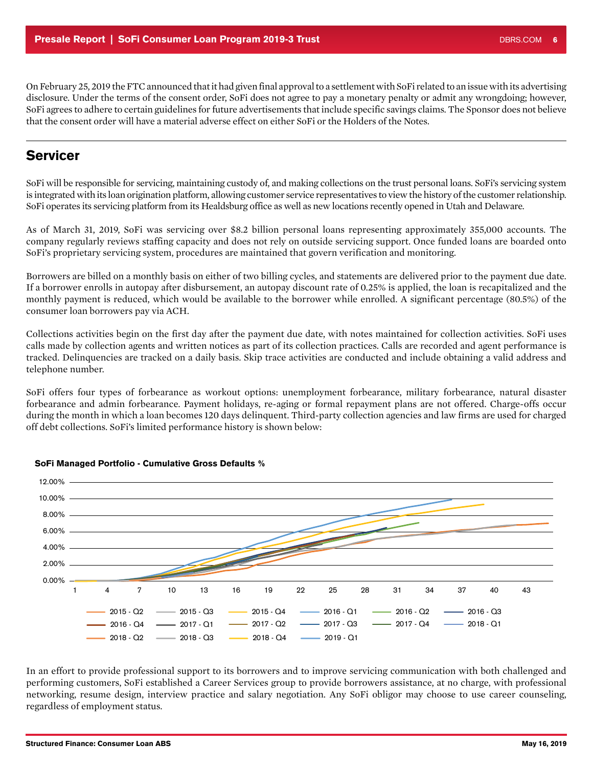On February 25, 2019 the FTC announced that it had given final approval to a settlement with SoFi related to an issue with its advertising disclosure. Under the terms of the consent order, SoFi does not agree to pay a monetary penalty or admit any wrongdoing; however, SoFi agrees to adhere to certain guidelines for future advertisements that include specific savings claims. The Sponsor does not believe that the consent order will have a material adverse effect on either SoFi or the Holders of the Notes.

## Servicer

SoFi will be responsible for servicing, maintaining custody of, and making collections on the trust personal loans. SoFi's servicing system is integrated with its loan origination platform, allowing customer service representatives to view the history of the customer relationship. SoFi operates its servicing platform from its Healdsburg office as well as new locations recently opened in Utah and Delaware.

As of March 31, 2019, SoFi was servicing over $8.2 billion personal loans representing approximately 355,000 accounts. The company regularly reviews staffing capacity and does not rely on outside servicing support. Once funded loans are boarded onto SoFi's proprietary servicing system, procedures are maintained that govern verification and monitoring.

Borrowers are billed on a monthly basis on either of two billing cycles, and statements are delivered prior to the payment due date. If a borrower enrolls in autopay after disbursement, an autopay discount rate of 0.25% is applied, the loan is recapitalized and the monthly payment is reduced, which would be available to the borrower while enrolled. A significant percentage (80.5%) of the consumer loan borrowers pay via ACH.

Collections activities begin on the first day after the payment due date, with notes maintained for collection activities. SoFi uses calls made by collection agents and written notices as part of its collection practices. Calls are recorded and agent performance is tracked. Delinquencies are tracked on a daily basis. Skip trace activities are conducted and include obtaining a valid address and telephone number.

SoFi offers four types of forbearance as workout options: unemployment forbearance, military forbearance, natural disaster forbearance and admin forbearance. Payment holidays, re-aging or formal repayment plans are not offered. Charge-offs occur during the month in which a loan becomes 120 days delinquent. Third-party collection agencies and law firms are used for charged off debt collections. SoFi's limited performance history is shown below:

**SoFi Managed Portfolio - Cumulative Gross Defaults %**

In an effort to provide professional support to its borrowers and to improve servicing communication with both challenged and performing customers, SoFi established a Career Services group to provide borrowers assistance, at no charge, with professional networking, resume design, interview practice and salary negotiation. Any SoFi obligor may choose to use career counseling, regardless of employment status.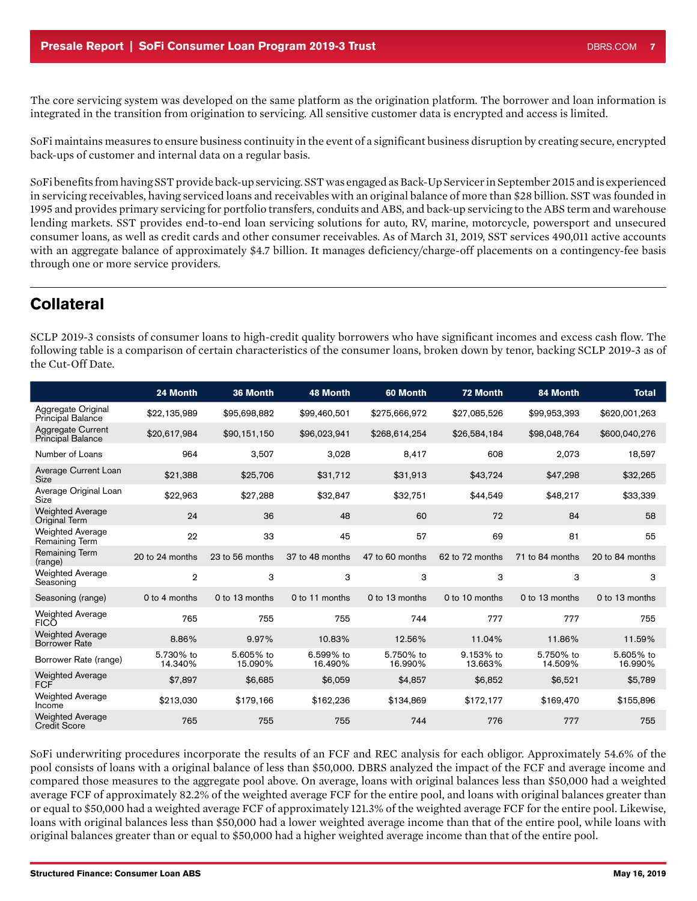The core servicing system was developed on the same platform as the origination platform. The borrower and loan information is integrated in the transition from origination to servicing. All sensitive customer data is encrypted and access is limited.

SoFi maintains measures to ensure business continuity in the event of a significant business disruption by creating secure, encrypted back-ups of customer and internal data on a regular basis.

SoFi benefits from having SST provide back-up servicing. SST was engaged as Back-Up Servicer in September 2015 and is experienced in servicing receivables, having serviced loans and receivables with an original balance of more than $28 billion. SST was founded in 1995 and provides primary servicing for portfolio transfers, conduits and ABS, and back-up servicing to the ABS term and warehouse lending markets. SST provides end-to-end loan servicing solutions for auto, RV, marine, motorcycle, powersport and unsecured consumer loans, as well as credit cards and other consumer receivables. As of March 31, 2019, SST services 490,011 active accounts with an aggregate balance of approximately $4.7 billion. It manages deficiency/charge-off placements on a contingency-fee basis through one or more service providers.

## Collateral

SCLP 2019-3 consists of consumer loans to high-credit quality borrowers who have significant incomes and excess cash flow. The following table is a comparison of certain characteristics of the consumer loans, broken down by tenor, backing SCLP 2019-3 as of the Cut-Off Date.

| | 24 Month | 36 Month | 48 Month | 60 Month | 72 Month | 84 Month | Total |
|---|---|---|---|---|---|---|---|
| Aggregate Original Principal Balance | $22,135,989 | $95,698,882 | $99,460,501 | $275,666,972 | $27,085,526 | $99,953,393 | $620,001,263 |
| Aggregate Current Principal Balance | $20,617,984 | $90,151,150 | $96,023,941 | $268,614,254 | $26,584,184 | $98,048,764 | $600,040,276 |
| Number of Loans | 964 | 3,507 | 3,028 | 8,417 | 608 | 2,073 | 18,597 |
| Average Current Loan Size | $21,388 | $25,706 | $31,712 | $31,913 | $43,724 | $47,298 | $32,265 |
| Average Original Loan Size | $22,963 | $27,288 | $32,847 | $32,751 | $44,549 | $48,217 | $33,339 |
| Weighted Average Original Term | 24 | 36 | 48 | 60 | 72 | 84 | 58 |
| Weighted Average Remaining Term | 22 | 33 | 45 | 57 | 69 | 81 | 55 |
| Remaining Term (range) | 20 to 24 months | 23 to 56 months | 37 to 48 months | 47 to 60 months | 62 to 72 months | 71 to 84 months | 20 to 84 months |
| Weighted Average Seasoning | 2 | 3 | 3 | 3 | 3 | 3 | 3 |
| Seasoning (range) | 0 to 4 months | 0 to 13 months | 0 to 11 months | 0 to 13 months | 0 to 10 months | 0 to 13 months | 0 to 13 months |
| Weighted Average FICO | 765 | 755 | 755 | 744 | 777 | 777 | 755 |
| Weighted Average Borrower Rate | 8.86% | 9.97% | 10.83% | 12.56% | 11.04% | 11.86% | 11.59% |
| Borrower Rate (range) | 5.730% to 14.340% | 5.605% to 15.090% | 6.599% to 16.490% | 5.750% to 16.990% | 9.153% to 13.663% | 5.750% to 14.509% | 5.605% to 16.990% |
| Weighted Average FCF | $7,897 | $6,685 | $6,059 | $4,857 | $6,852 | $6,521 | $5,789 |
| Weighted Average Income | $213,030 | $179,166 | $162,236 | $134,869 | $172,177 | $169,470 | $155,896 |
| Weighted Average Credit Score | 765 | 755 | 755 | 744 | 776 | 777 | 755 |

SoFi underwriting procedures incorporate the results of an FCF and REC analysis for each obligor. Approximately 54.6% of the pool consists of loans with a original balance of less than $50,000. DBRS analyzed the impact of the FCF and average income and compared those measures to the aggregate pool above. On average, loans with original balances less than $50,000 had a weighted average FCF of approximately 82.2% of the weighted average FCF for the entire pool, and loans with original balances greater than or equal to $50,000 had a weighted average FCF of approximately 121.3% of the weighted average FCF for the entire pool. Likewise, loans with original balances less than $50,000 had a lower weighted average income than that of the entire pool, while loans with original balances greater than or equal to $50,000 had a higher weighted average income than that of the entire pool.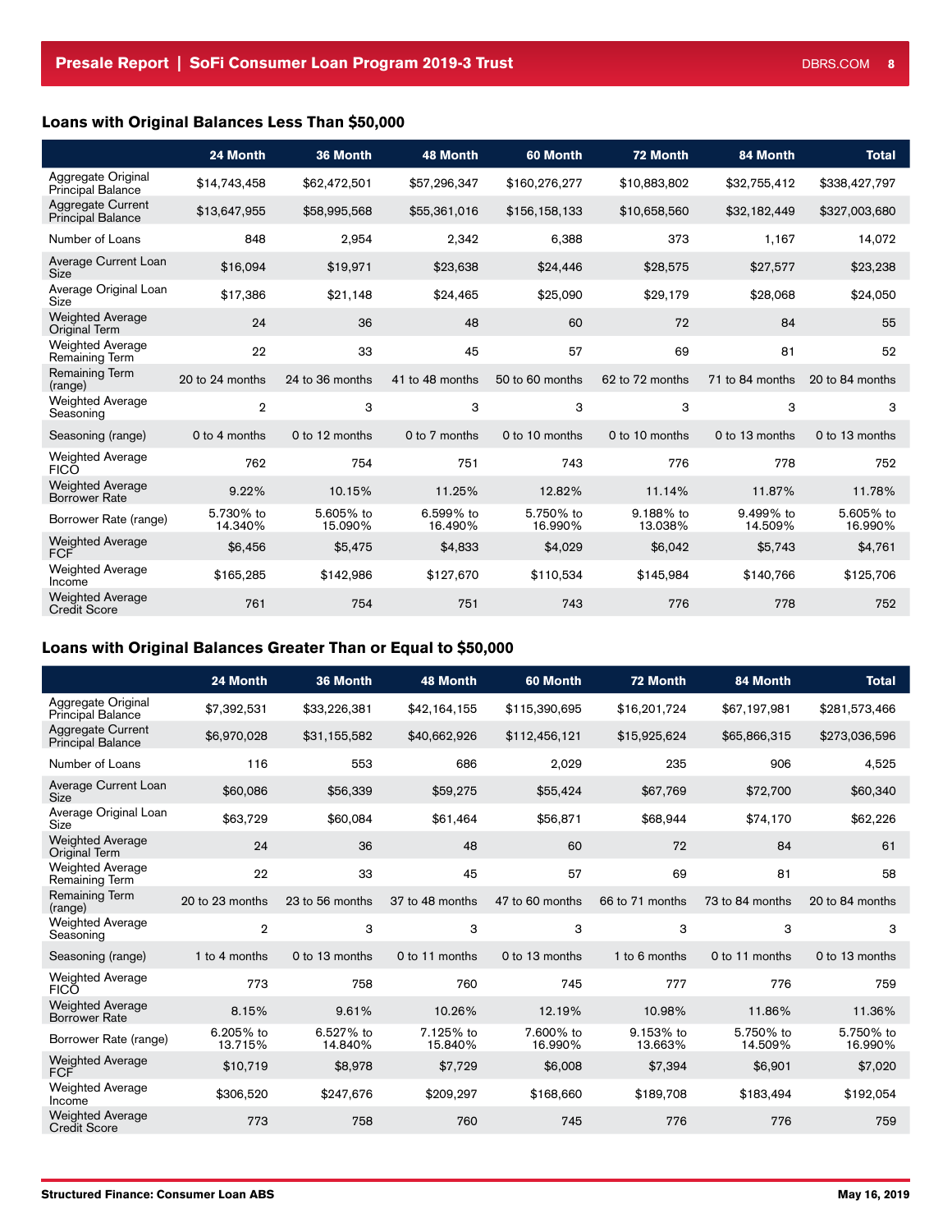### Loans with Original Balances Less Than $50,000

| | 24 Month | 36 Month | 48 Month | 60 Month | 72 Month | 84 Month | Total |
|---|---|---|---|---|---|---|---|
| Aggregate Original Principal Balance | $14,743,458 | $62,472,501 | $57,296,347 | $160,276,277 | $10,883,802 | $32,755,412 | $338,427,797 |
| Aggregate Current Principal Balance | $13,647,955 | $58,995,568 | $55,361,016 | $156,158,133 | $10,658,560 | $32,182,449 | $327,003,680 |
| Number of Loans | 848 | 2,954 | 2,342 | 6,388 | 373 | 1,167 | 14,072 |
| Average Current Loan Size | $16,094 | $19,971 | $23,638 | $24,446 | $28,575 | $27,577 | $23,238 |
| Average Original Loan Size | $17,386 | $21,148 | $24,465 | $25,090 | $29,179 | $28,068 | $24,050 |
| Weighted Average Original Term | 24 | 36 | 48 | 60 | 72 | 84 | 55 |
| Weighted Average Remaining Term | 22 | 33 | 45 | 57 | 69 | 81 | 52 |
| Remaining Term (range) | 20 to 24 months | 24 to 36 months | 41 to 48 months | 50 to 60 months | 62 to 72 months | 71 to 84 months | 20 to 84 months |
| Weighted Average Seasoning | 2 | 3 | 3 | 3 | 3 | 3 | 3 |
| Seasoning (range) | 0 to 4 months | 0 to 12 months | 0 to 7 months | 0 to 10 months | 0 to 10 months | 0 to 13 months | 0 to 13 months |
| Weighted Average FICO | 762 | 754 | 751 | 743 | 776 | 778 | 752 |
| Weighted Average Borrower Rate | 9.22% | 10.15% | 11.25% | 12.82% | 11.14% | 11.87% | 11.78% |
| Borrower Rate (range) | 5.730% to 14.340% | 5.605% to 15.090% | 6.599% to 16.490% | 5.750% to 16.990% | 9.188% to 13.038% | 9.499% to 14.509% | 5.605% to 16.990% |
| Weighted Average FCF | $6,456 | $5,475 | $4,833 | $4,029 | $6,042 | $5,743 | $4,761 |
| Weighted Average Income | $165,285 | $142,986 | $127,670 | $110,534 | $145,984 | $140,766 | $125,706 |
| Weighted Average Credit Score | 761 | 754 | 751 | 743 | 776 | 778 | 752 |

### Loans with Original Balances Greater Than or Equal to $50,000

| | 24 Month | 36 Month | 48 Month | 60 Month | 72 Month | 84 Month | Total |
|---|---|---|---|---|---|---|---|
| Aggregate Original Principal Balance | $7,392,531 | $33,226,381 | $42,164,155 | $115,390,695 | $16,201,724 | $67,197,981 | $281,573,466 |
| Aggregate Current Principal Balance | $6,970,028 | $31,155,582 | $40,662,926 | $112,456,121 | $15,925,624 | $65,866,315 | $273,036,596 |
| Number of Loans | 116 | 553 | 686 | 2,029 | 235 | 906 | 4,525 |
| Average Current Loan Size | $60,086 | $56,339 | $59,275 | $55,424 | $67,769 | $72,700 | $60,340 |
| Average Original Loan Size | $63,729 | $60,084 | $61,464 | $56,871 | $68,944 | $74,170 | $62,226 |
| Weighted Average Original Term | 24 | 36 | 48 | 60 | 72 | 84 | 61 |
| Weighted Average Remaining Term | 22 | 33 | 45 | 57 | 69 | 81 | 58 |
| Remaining Term (range) | 20 to 23 months | 23 to 56 months | 37 to 48 months | 47 to 60 months | 66 to 71 months | 73 to 84 months | 20 to 84 months |
| Weighted Average Seasoning | 2 | 3 | 3 | 3 | 3 | 3 | 3 |
| Seasoning (range) | 1 to 4 months | 0 to 13 months | 0 to 11 months | 0 to 13 months | 1 to 6 months | 0 to 11 months | 0 to 13 months |
| Weighted Average FICO | 773 | 758 | 760 | 745 | 777 | 776 | 759 |
| Weighted Average Borrower Rate | 8.15% | 9.61% | 10.26% | 12.19% | 10.98% | 11.86% | 11.36% |
| Borrower Rate (range) | 6.205% to 13.715% | 6.527% to 14.840% | 7.125% to 15.840% | 7.600% to 16.990% | 9.153% to 13.663% | 5.750% to 14.509% | 5.750% to 16.990% |
| Weighted Average FCF | $10,719 | $8,978 | $7,729 | $6,008 | $7,394 | $6,901 | $7,020 |
| Weighted Average Income | $306,520 | $247,676 | $209,297 | $168,660 | $189,708 | $183,494 | $192,054 |
| Weighted Average Credit Score | 773 | 758 | 760 | 745 | 776 | 776 | 759 |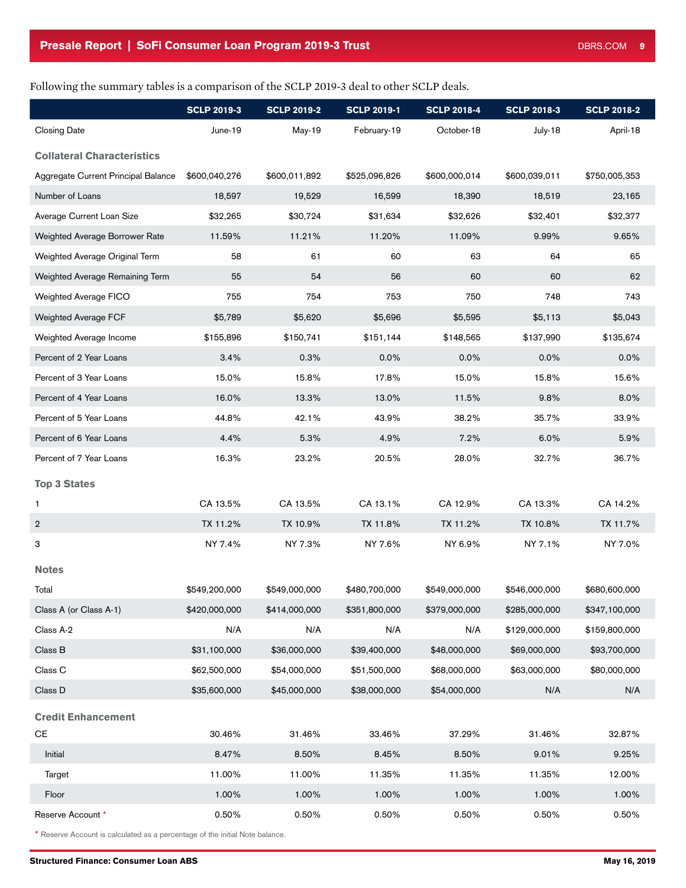Following the summary tables is a comparison of the SCLP 2019-3 deal to other SCLP deals.

| | SCLP 2019-3 | SCLP 2019-2 | SCLP 2019-1 | SCLP 2018-4 | SCLP 2018-3 | SCLP 2018-2 |
|---|---|---|---|---|---|---|
| Closing Date | June-19 | May-19 | February-19 | October-18 | July-18 | April-18 |
| **Collateral Characteristics** | | | | | | |
| Aggregate Current Principal Balance | $600,040,276 | $600,011,892 | $525,096,826 | $600,000,014 | $600,039,011 | $750,005,353 |
| Number of Loans | 18,597 | 19,529 | 16,599 | 18,390 | 18,519 | 23,165 |
| Average Current Loan Size | $32,265 | $30,724 | $31,634 | $32,626 | $32,401 | $32,377 |
| Weighted Average Borrower Rate | 11.59% | 11.21% | 11.20% | 11.09% | 9.99% | 9.65% |
| Weighted Average Original Term | 58 | 61 | 60 | 63 | 64 | 65 |
| Weighted Average Remaining Term | 55 | 54 | 56 | 60 | 60 | 62 |
| Weighted Average FICO | 755 | 754 | 753 | 750 | 748 | 743 |
| Weighted Average FCF | $5,789 | $5,620 | $5,696 | $5,595 | $5,113 | $5,043 |
| Weighted Average Income | $155,896 | $150,741 | $151,144 | $148,565 | $137,990 | $135,674 |
| Percent of 2 Year Loans | 3.4% | 0.3% | 0.0% | 0.0% | 0.0% | 0.0% |
| Percent of 3 Year Loans | 15.0% | 15.8% | 17.8% | 15.0% | 15.8% | 15.6% |
| Percent of 4 Year Loans | 16.0% | 13.3% | 13.0% | 11.5% | 9.8% | 8.0% |
| Percent of 5 Year Loans | 44.8% | 42.1% | 43.9% | 38.2% | 35.7% | 33.9% |
| Percent of 6 Year Loans | 4.4% | 5.3% | 4.9% | 7.2% | 6.0% | 5.9% |
| Percent of 7 Year Loans | 16.3% | 23.2% | 20.5% | 28.0% | 32.7% | 36.7% |
| **Top 3 States** | | | | | | |
| 1 | CA 13.5% | CA 13.5% | CA 13.1% | CA 12.9% | CA 13.3% | CA 14.2% |
| 2 | TX 11.2% | TX 10.9% | TX 11.8% | TX 11.2% | TX 10.8% | TX 11.7% |
| 3 | NY 7.4% | NY 7.3% | NY 7.6% | NY 6.9% | NY 7.1% | NY 7.0% |
| **Notes** | | | | | | |
| Total | $549,200,000 | $549,000,000 | $480,700,000 | $549,000,000 | $546,000,000 | $680,600,000 |
| Class A (or Class A-1) | $420,000,000 | $414,000,000 | $351,800,000 | $379,000,000 | $285,000,000 | $347,100,000 |
| Class A-2 | N/A | N/A | N/A | N/A | $129,000,000 | $159,800,000 |
| Class B | $31,100,000 | $36,000,000 | $39,400,000 | $48,000,000 | $69,000,000 | $93,700,000 |
| Class C | $62,500,000 | $54,000,000 | $51,500,000 | $68,000,000 | $63,000,000 | $80,000,000 |
| Class D | $35,600,000 | $45,000,000 | $38,000,000 | $54,000,000 | N/A | N/A |
| **Credit Enhancement** | | | | | | |
| CE | 30.46% | 31.46% | 33.46% | 37.29% | 31.46% | 32.87% |
| Initial | 8.47% | 8.50% | 8.45% | 8.50% | 9.01% | 9.25% |
| Target | 11.00% | 11.00% | 11.35% | 11.35% | 11.35% | 12.00% |
| Floor | 1.00% | 1.00% | 1.00% | 1.00% | 1.00% | 1.00% |
| Reserve Account * | 0.50% | 0.50% | 0.50% | 0.50% | 0.50% | 0.50% |

* Reserve Account is calculated as a percentage of the initial Note balance.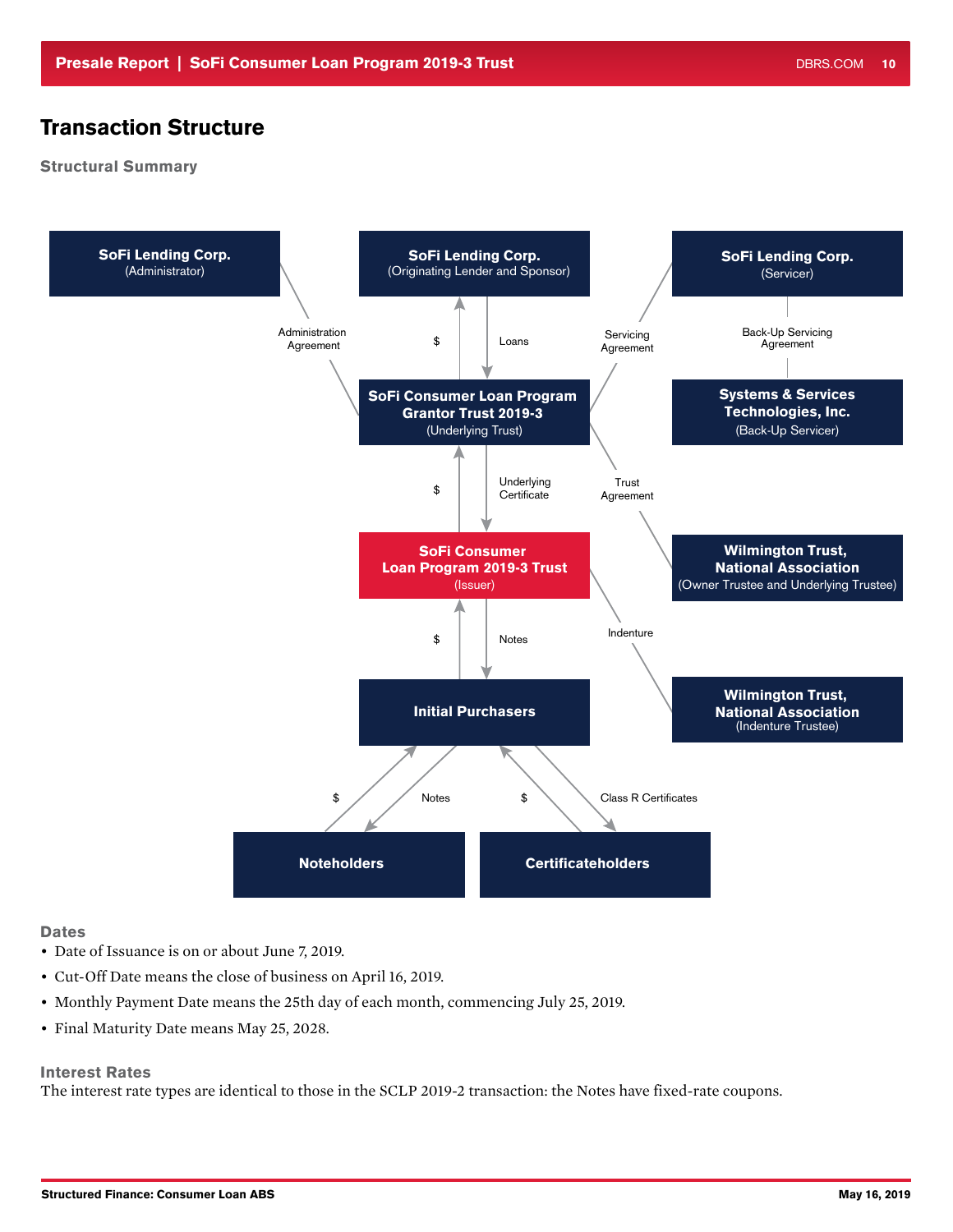# Transaction Structure

## Structural Summary

SoFi Lending Corp. (Administrator)

SoFi Lending Corp. (Originating Lender and Sponsor)

SoFi Lending Corp. (Servicer)

Administration Agreement

$

Loans

Servicing Agreement

Back-Up Servicing Agreement

SoFi Consumer Loan Program Grantor Trust 2019-3 (Underlying Trust)

Systems & Services Technologies, Inc. (Back-Up Servicer)

$

Underlying Certificate

Trust Agreement

SoFi Consumer Loan Program 2019-3 Trust (Issuer)

Wilmington Trust, National Association (Owner Trustee and Underlying Trustee)

$

Notes

Indenture

Initial Purchasers

Wilmington Trust, National Association (Indenture Trustee)

$

Notes

$

Class R Certificates

Noteholders

Certificateholders

## Dates

- Date of Issuance is on or about June 7, 2019.
- Cut-Off Date means the close of business on April 16, 2019.
- Monthly Payment Date means the 25th day of each month, commencing July 25, 2019.
- Final Maturity Date means May 25, 2028.

## Interest Rates

The interest rate types are identical to those in the SCLP 2019-2 transaction: the Notes have fixed-rate coupons.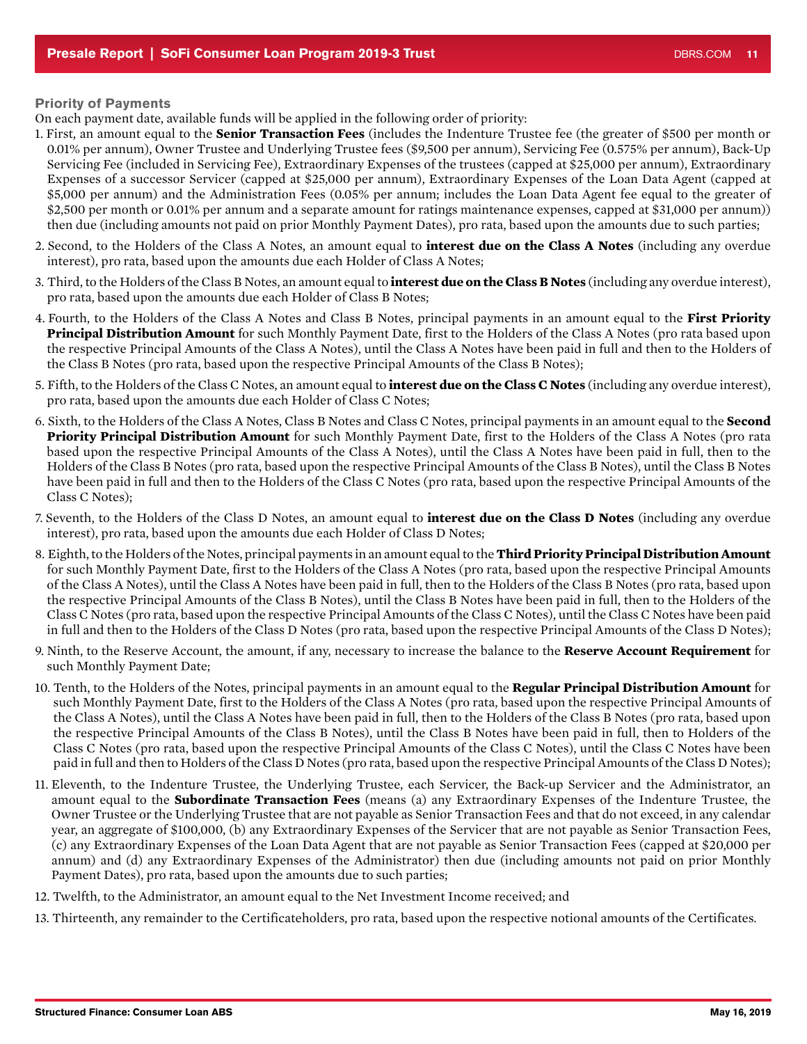### Priority of Payments

On each payment date, available funds will be applied in the following order of priority:

1. First, an amount equal to the **Senior Transaction Fees** (includes the Indenture Trustee fee (the greater of $500 per month or 0.01% per annum), Owner Trustee and Underlying Trustee fees ($9,500 per annum), Servicing Fee (0.575% per annum), Back-Up Servicing Fee (included in Servicing Fee), Extraordinary Expenses of the trustees (capped at $25,000 per annum), Extraordinary Expenses of a successor Servicer (capped at $25,000 per annum), Extraordinary Expenses of the Loan Data Agent (capped at $5,000 per annum) and the Administration Fees (0.05% per annum; includes the Loan Data Agent fee equal to the greater of $2,500 per month or 0.01% per annum and a separate amount for ratings maintenance expenses, capped at $31,000 per annum)) then due (including amounts not paid on prior Monthly Payment Dates), pro rata, based upon the amounts due to such parties;
2. Second, to the Holders of the Class A Notes, an amount equal to **interest due on the Class A Notes** (including any overdue interest), pro rata, based upon the amounts due each Holder of Class A Notes;
3. Third, to the Holders of the Class B Notes, an amount equal to **interest due on the Class B Notes** (including any overdue interest), pro rata, based upon the amounts due each Holder of Class B Notes;
4. Fourth, to the Holders of the Class A Notes and Class B Notes, principal payments in an amount equal to the **First Priority Principal Distribution Amount** for such Monthly Payment Date, first to the Holders of the Class A Notes (pro rata based upon the respective Principal Amounts of the Class A Notes), until the Class A Notes have been paid in full and then to the Holders of the Class B Notes (pro rata, based upon the respective Principal Amounts of the Class B Notes);
5. Fifth, to the Holders of the Class C Notes, an amount equal to **interest due on the Class C Notes** (including any overdue interest), pro rata, based upon the amounts due each Holder of Class C Notes;
6. Sixth, to the Holders of the Class A Notes, Class B Notes and Class C Notes, principal payments in an amount equal to the **Second Priority Principal Distribution Amount** for such Monthly Payment Date, first to the Holders of the Class A Notes (pro rata based upon the respective Principal Amounts of the Class A Notes), until the Class A Notes have been paid in full, then to the Holders of the Class B Notes (pro rata, based upon the respective Principal Amounts of the Class B Notes), until the Class B Notes have been paid in full and then to the Holders of the Class C Notes (pro rata, based upon the respective Principal Amounts of the Class C Notes);
7. Seventh, to the Holders of the Class D Notes, an amount equal to **interest due on the Class D Notes** (including any overdue interest), pro rata, based upon the amounts due each Holder of Class D Notes;
8. Eighth, to the Holders of the Notes, principal payments in an amount equal to the **Third Priority Principal Distribution Amount** for such Monthly Payment Date, first to the Holders of the Class A Notes (pro rata, based upon the respective Principal Amounts of the Class A Notes), until the Class A Notes have been paid in full, then to the Holders of the Class B Notes (pro rata, based upon the respective Principal Amounts of the Class B Notes), until the Class B Notes have been paid in full, then to the Holders of the Class C Notes (pro rata, based upon the respective Principal Amounts of the Class C Notes), until the Class C Notes have been paid in full and then to the Holders of the Class D Notes (pro rata, based upon the respective Principal Amounts of the Class D Notes);
9. Ninth, to the Reserve Account, the amount, if any, necessary to increase the balance to the **Reserve Account Requirement** for such Monthly Payment Date;
10. Tenth, to the Holders of the Notes, principal payments in an amount equal to the **Regular Principal Distribution Amount** for such Monthly Payment Date, first to the Holders of the Class A Notes (pro rata, based upon the respective Principal Amounts of the Class A Notes), until the Class A Notes have been paid in full, then to the Holders of the Class B Notes (pro rata, based upon the respective Principal Amounts of the Class B Notes), until the Class B Notes have been paid in full, then to Holders of the Class C Notes (pro rata, based upon the respective Principal Amounts of the Class C Notes), until the Class C Notes have been paid in full and then to Holders of the Class D Notes (pro rata, based upon the respective Principal Amounts of the Class D Notes);
11. Eleventh, to the Indenture Trustee, the Underlying Trustee, each Servicer, the Back-up Servicer and the Administrator, an amount equal to the **Subordinate Transaction Fees** (means (a) any Extraordinary Expenses of the Indenture Trustee, the Owner Trustee or the Underlying Trustee that are not payable as Senior Transaction Fees and that do not exceed, in any calendar year, an aggregate of $100,000, (b) any Extraordinary Expenses of the Servicer that are not payable as Senior Transaction Fees, (c) any Extraordinary Expenses of the Loan Data Agent that are not payable as Senior Transaction Fees (capped at $20,000 per annum) and (d) any Extraordinary Expenses of the Administrator) then due (including amounts not paid on prior Monthly Payment Dates), pro rata, based upon the amounts due to such parties;
12. Twelfth, to the Administrator, an amount equal to the Net Investment Income received; and
13. Thirteenth, any remainder to the Certificateholders, pro rata, based upon the respective notional amounts of the Certificates.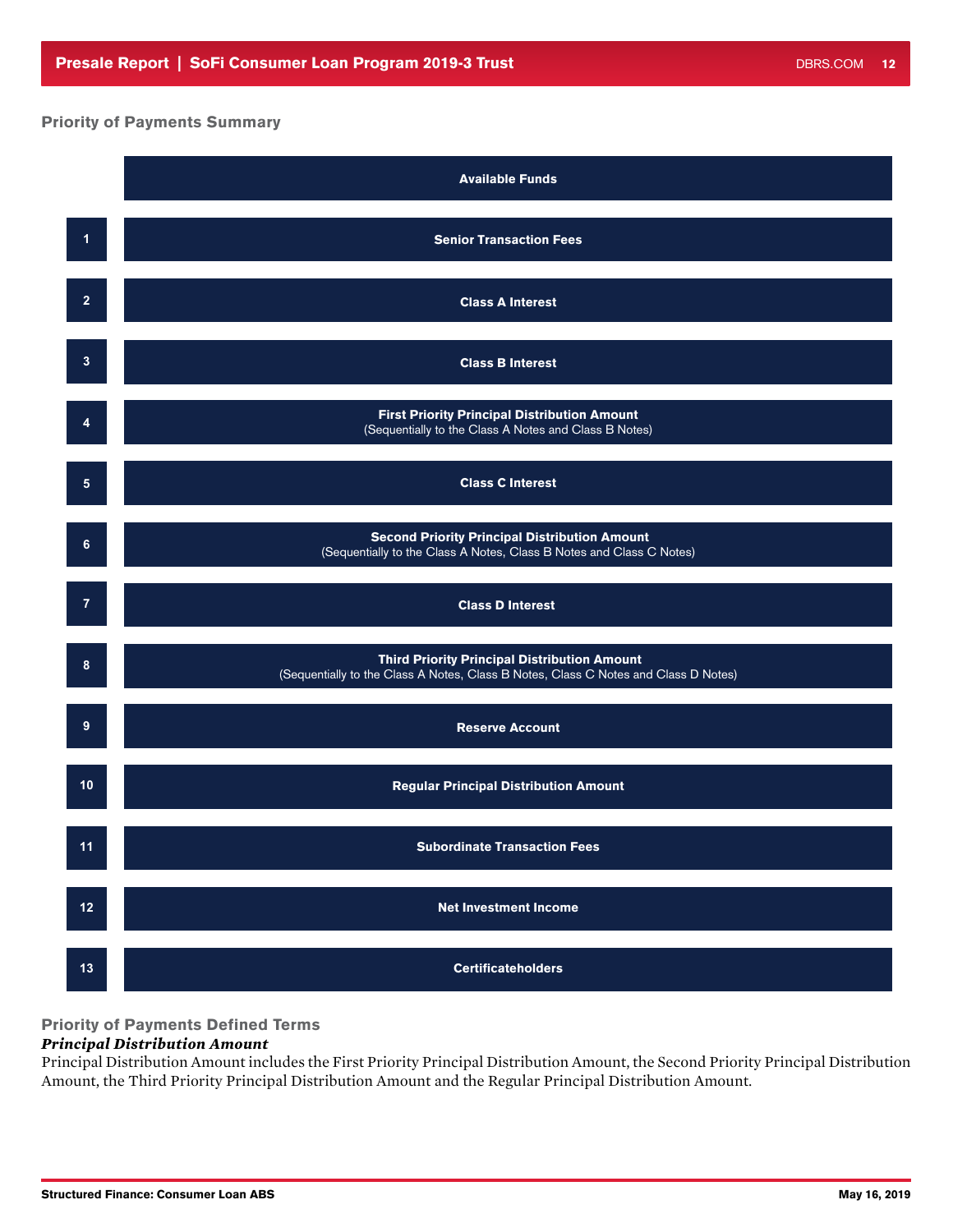## Priority of Payments Summary

**Available Funds**

1. **Senior Transaction Fees**
2. **Class A Interest**
3. **Class B Interest**
4. **First Priority Principal Distribution Amount**
   (Sequentially to the Class A Notes and Class B Notes)
5. **Class C Interest**
6. **Second Priority Principal Distribution Amount**
   (Sequentially to the Class A Notes, Class B Notes and Class C Notes)
7. **Class D Interest**
8. **Third Priority Principal Distribution Amount**
   (Sequentially to the Class A Notes, Class B Notes, Class C Notes and Class D Notes)
9. **Reserve Account**
10. **Regular Principal Distribution Amount**
11. **Subordinate Transaction Fees**
12. **Net Investment Income**
13. **Certificateholders**

## Priority of Payments Defined Terms

***Principal Distribution Amount***

Principal Distribution Amount includes the First Priority Principal Distribution Amount, the Second Priority Principal Distribution Amount, the Third Priority Principal Distribution Amount and the Regular Principal Distribution Amount.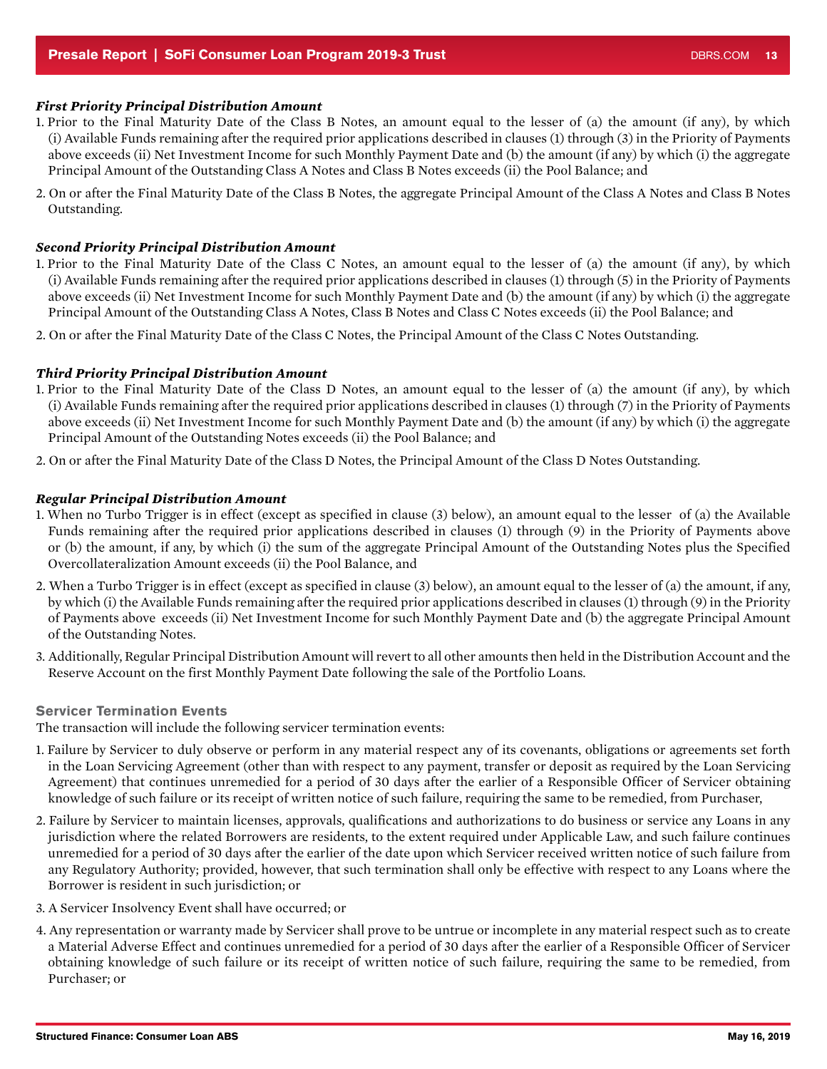***First Priority Principal Distribution Amount***

1. Prior to the Final Maturity Date of the Class B Notes, an amount equal to the lesser of (a) the amount (if any), by which (i) Available Funds remaining after the required prior applications described in clauses (1) through (3) in the Priority of Payments above exceeds (ii) Net Investment Income for such Monthly Payment Date and (b) the amount (if any) by which (i) the aggregate Principal Amount of the Outstanding Class A Notes and Class B Notes exceeds (ii) the Pool Balance; and
2. On or after the Final Maturity Date of the Class B Notes, the aggregate Principal Amount of the Class A Notes and Class B Notes Outstanding.

***Second Priority Principal Distribution Amount***

1. Prior to the Final Maturity Date of the Class C Notes, an amount equal to the lesser of (a) the amount (if any), by which (i) Available Funds remaining after the required prior applications described in clauses (1) through (5) in the Priority of Payments above exceeds (ii) Net Investment Income for such Monthly Payment Date and (b) the amount (if any) by which (i) the aggregate Principal Amount of the Outstanding Class A Notes, Class B Notes and Class C Notes exceeds (ii) the Pool Balance; and
2. On or after the Final Maturity Date of the Class C Notes, the Principal Amount of the Class C Notes Outstanding.

***Third Priority Principal Distribution Amount***

1. Prior to the Final Maturity Date of the Class D Notes, an amount equal to the lesser of (a) the amount (if any), by which (i) Available Funds remaining after the required prior applications described in clauses (1) through (7) in the Priority of Payments above exceeds (ii) Net Investment Income for such Monthly Payment Date and (b) the amount (if any) by which (i) the aggregate Principal Amount of the Outstanding Notes exceeds (ii) the Pool Balance; and
2. On or after the Final Maturity Date of the Class D Notes, the Principal Amount of the Class D Notes Outstanding.

***Regular Principal Distribution Amount***

1. When no Turbo Trigger is in effect (except as specified in clause (3) below), an amount equal to the lesser of (a) the Available Funds remaining after the required prior applications described in clauses (1) through (9) in the Priority of Payments above or (b) the amount, if any, by which (i) the sum of the aggregate Principal Amount of the Outstanding Notes plus the Specified Overcollateralization Amount exceeds (ii) the Pool Balance, and
2. When a Turbo Trigger is in effect (except as specified in clause (3) below), an amount equal to the lesser of (a) the amount, if any, by which (i) the Available Funds remaining after the required prior applications described in clauses (1) through (9) in the Priority of Payments above exceeds (ii) Net Investment Income for such Monthly Payment Date and (b) the aggregate Principal Amount of the Outstanding Notes.
3. Additionally, Regular Principal Distribution Amount will revert to all other amounts then held in the Distribution Account and the Reserve Account on the first Monthly Payment Date following the sale of the Portfolio Loans.

**Servicer Termination Events**

The transaction will include the following servicer termination events:

1. Failure by Servicer to duly observe or perform in any material respect any of its covenants, obligations or agreements set forth in the Loan Servicing Agreement (other than with respect to any payment, transfer or deposit as required by the Loan Servicing Agreement) that continues unremedied for a period of 30 days after the earlier of a Responsible Officer of Servicer obtaining knowledge of such failure or its receipt of written notice of such failure, requiring the same to be remedied, from Purchaser,
2. Failure by Servicer to maintain licenses, approvals, qualifications and authorizations to do business or service any Loans in any jurisdiction where the related Borrowers are residents, to the extent required under Applicable Law, and such failure continues unremedied for a period of 30 days after the earlier of the date upon which Servicer received written notice of such failure from any Regulatory Authority; provided, however, that such termination shall only be effective with respect to any Loans where the Borrower is resident in such jurisdiction; or
3. A Servicer Insolvency Event shall have occurred; or
4. Any representation or warranty made by Servicer shall prove to be untrue or incomplete in any material respect such as to create a Material Adverse Effect and continues unremedied for a period of 30 days after the earlier of a Responsible Officer of Servicer obtaining knowledge of such failure or its receipt of written notice of such failure, requiring the same to be remedied, from Purchaser; or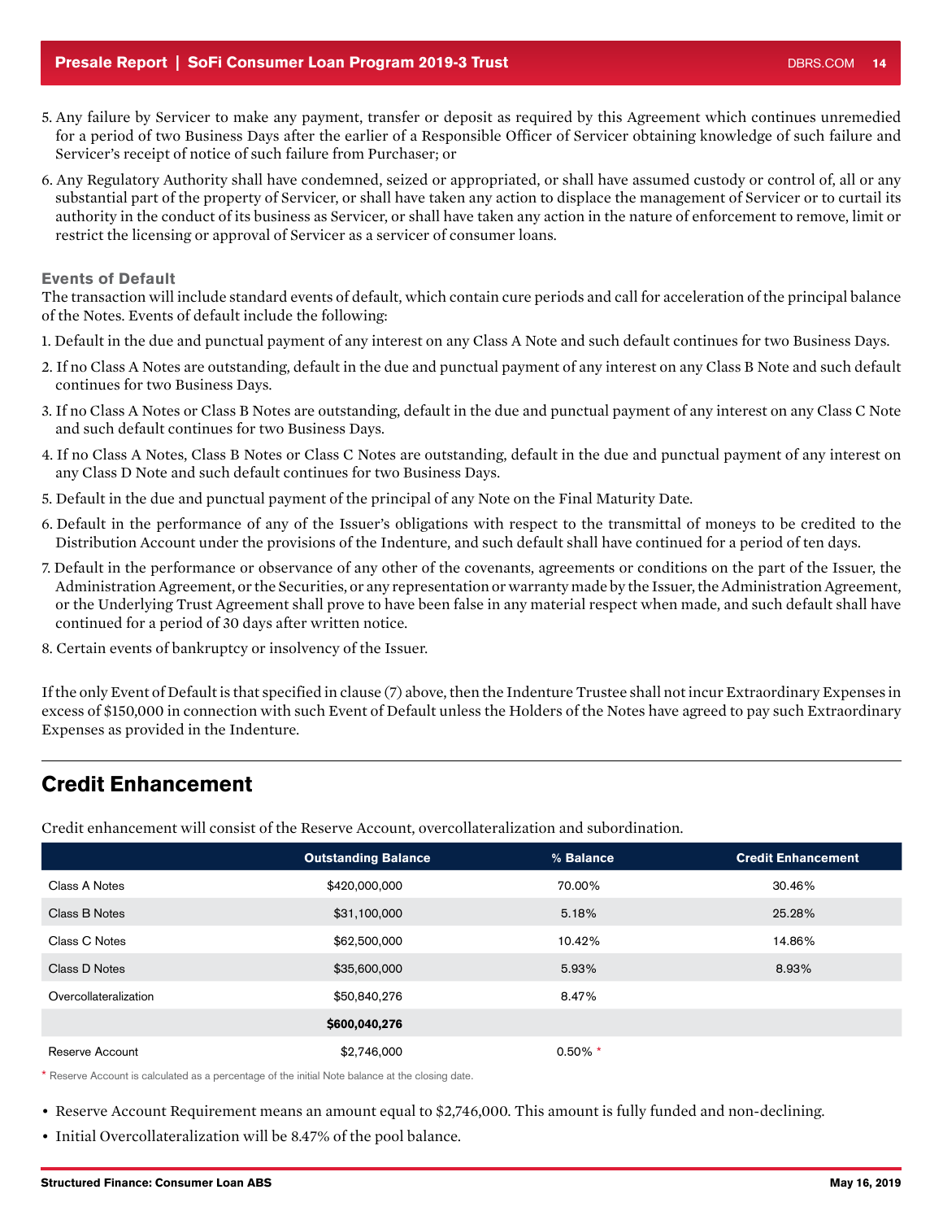5. Any failure by Servicer to make any payment, transfer or deposit as required by this Agreement which continues unremedied for a period of two Business Days after the earlier of a Responsible Officer of Servicer obtaining knowledge of such failure and Servicer's receipt of notice of such failure from Purchaser; or

6. Any Regulatory Authority shall have condemned, seized or appropriated, or shall have assumed custody or control of, all or any substantial part of the property of Servicer, or shall have taken any action to displace the management of Servicer or to curtail its authority in the conduct of its business as Servicer, or shall have taken any action in the nature of enforcement to remove, limit or restrict the licensing or approval of Servicer as a servicer of consumer loans.

### Events of Default

The transaction will include standard events of default, which contain cure periods and call for acceleration of the principal balance of the Notes. Events of default include the following:

1. Default in the due and punctual payment of any interest on any Class A Note and such default continues for two Business Days.
2. If no Class A Notes are outstanding, default in the due and punctual payment of any interest on any Class B Note and such default continues for two Business Days.
3. If no Class A Notes or Class B Notes are outstanding, default in the due and punctual payment of any interest on any Class C Note and such default continues for two Business Days.
4. If no Class A Notes, Class B Notes or Class C Notes are outstanding, default in the due and punctual payment of any interest on any Class D Note and such default continues for two Business Days.
5. Default in the due and punctual payment of the principal of any Note on the Final Maturity Date.
6. Default in the performance of any of the Issuer's obligations with respect to the transmittal of moneys to be credited to the Distribution Account under the provisions of the Indenture, and such default shall have continued for a period of ten days.
7. Default in the performance or observance of any other of the covenants, agreements or conditions on the part of the Issuer, the Administration Agreement, or the Securities, or any representation or warranty made by the Issuer, the Administration Agreement, or the Underlying Trust Agreement shall prove to have been false in any material respect when made, and such default shall have continued for a period of 30 days after written notice.
8. Certain events of bankruptcy or insolvency of the Issuer.

If the only Event of Default is that specified in clause (7) above, then the Indenture Trustee shall not incur Extraordinary Expenses in excess of $150,000 in connection with such Event of Default unless the Holders of the Notes have agreed to pay such Extraordinary Expenses as provided in the Indenture.

## Credit Enhancement

Credit enhancement will consist of the Reserve Account, overcollateralization and subordination.

| | Outstanding Balance | % Balance | Credit Enhancement |
|---|---|---|---|
| Class A Notes | $420,000,000 | 70.00% | 30.46% |
| Class B Notes | $31,100,000 | 5.18% | 25.28% |
| Class C Notes | $62,500,000 | 10.42% | 14.86% |
| Class D Notes | $35,600,000 | 5.93% | 8.93% |
| Overcollateralization | $50,840,276 | 8.47% | |
| | **$600,040,276** | | |
| Reserve Account | $2,746,000 | 0.50% * | |

\* Reserve Account is calculated as a percentage of the initial Note balance at the closing date.

- Reserve Account Requirement means an amount equal to $2,746,000. This amount is fully funded and non-declining.
- Initial Overcollateralization will be 8.47% of the pool balance.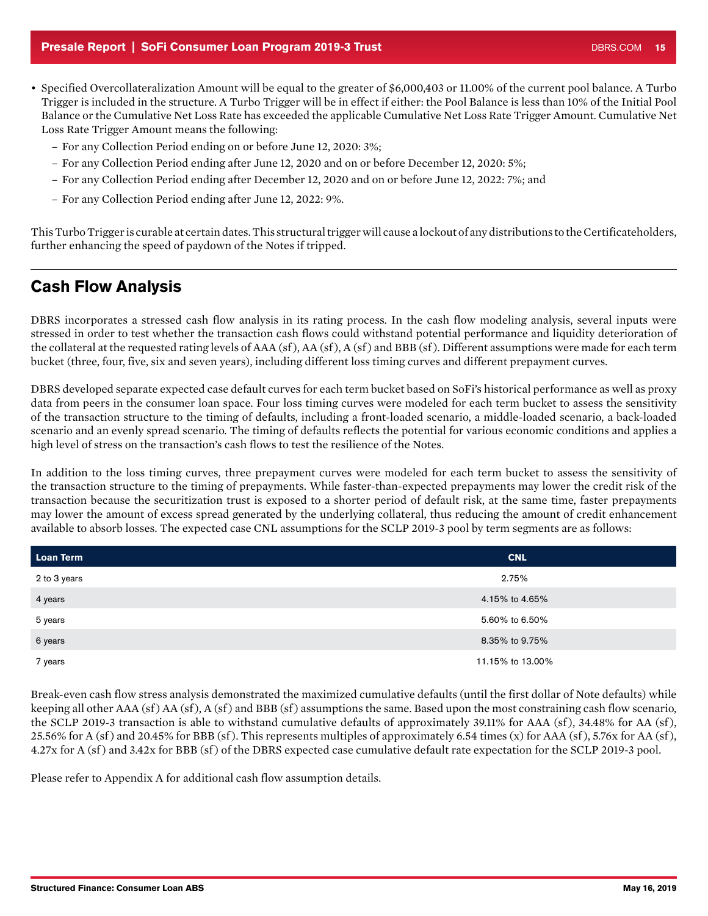- Specified Overcollateralization Amount will be equal to the greater of $6,000,403 or 11.00% of the current pool balance. A Turbo Trigger is included in the structure. A Turbo Trigger will be in effect if either: the Pool Balance is less than 10% of the Initial Pool Balance or the Cumulative Net Loss Rate has exceeded the applicable Cumulative Net Loss Rate Trigger Amount. Cumulative Net Loss Rate Trigger Amount means the following:
  - For any Collection Period ending on or before June 12, 2020: 3%;
  - For any Collection Period ending after June 12, 2020 and on or before December 12, 2020: 5%;
  - For any Collection Period ending after December 12, 2020 and on or before June 12, 2022: 7%; and
  - For any Collection Period ending after June 12, 2022: 9%.

This Turbo Trigger is curable at certain dates. This structural trigger will cause a lockout of any distributions to the Certificateholders, further enhancing the speed of paydown of the Notes if tripped.

## Cash Flow Analysis

DBRS incorporates a stressed cash flow analysis in its rating process. In the cash flow modeling analysis, several inputs were stressed in order to test whether the transaction cash flows could withstand potential performance and liquidity deterioration of the collateral at the requested rating levels of AAA (sf), AA (sf), A (sf) and BBB (sf). Different assumptions were made for each term bucket (three, four, five, six and seven years), including different loss timing curves and different prepayment curves.

DBRS developed separate expected case default curves for each term bucket based on SoFi's historical performance as well as proxy data from peers in the consumer loan space. Four loss timing curves were modeled for each term bucket to assess the sensitivity of the transaction structure to the timing of defaults, including a front-loaded scenario, a middle-loaded scenario, a back-loaded scenario and an evenly spread scenario. The timing of defaults reflects the potential for various economic conditions and applies a high level of stress on the transaction's cash flows to test the resilience of the Notes.

In addition to the loss timing curves, three prepayment curves were modeled for each term bucket to assess the sensitivity of the transaction structure to the timing of prepayments. While faster-than-expected prepayments may lower the credit risk of the transaction because the securitization trust is exposed to a shorter period of default risk, at the same time, faster prepayments may lower the amount of excess spread generated by the underlying collateral, thus reducing the amount of credit enhancement available to absorb losses. The expected case CNL assumptions for the SCLP 2019-3 pool by term segments are as follows:

| Loan Term | CNL |
|---|---|
| 2 to 3 years | 2.75% |
| 4 years | 4.15% to 4.65% |
| 5 years | 5.60% to 6.50% |
| 6 years | 8.35% to 9.75% |
| 7 years | 11.15% to 13.00% |

Break-even cash flow stress analysis demonstrated the maximized cumulative defaults (until the first dollar of Note defaults) while keeping all other AAA (sf) AA (sf), A (sf) and BBB (sf) assumptions the same. Based upon the most constraining cash flow scenario, the SCLP 2019-3 transaction is able to withstand cumulative defaults of approximately 39.11% for AAA (sf), 34.48% for AA (sf), 25.56% for A (sf) and 20.45% for BBB (sf). This represents multiples of approximately 6.54 times (x) for AAA (sf), 5.76x for AA (sf), 4.27x for A (sf) and 3.42x for BBB (sf) of the DBRS expected case cumulative default rate expectation for the SCLP 2019-3 pool.

Please refer to Appendix A for additional cash flow assumption details.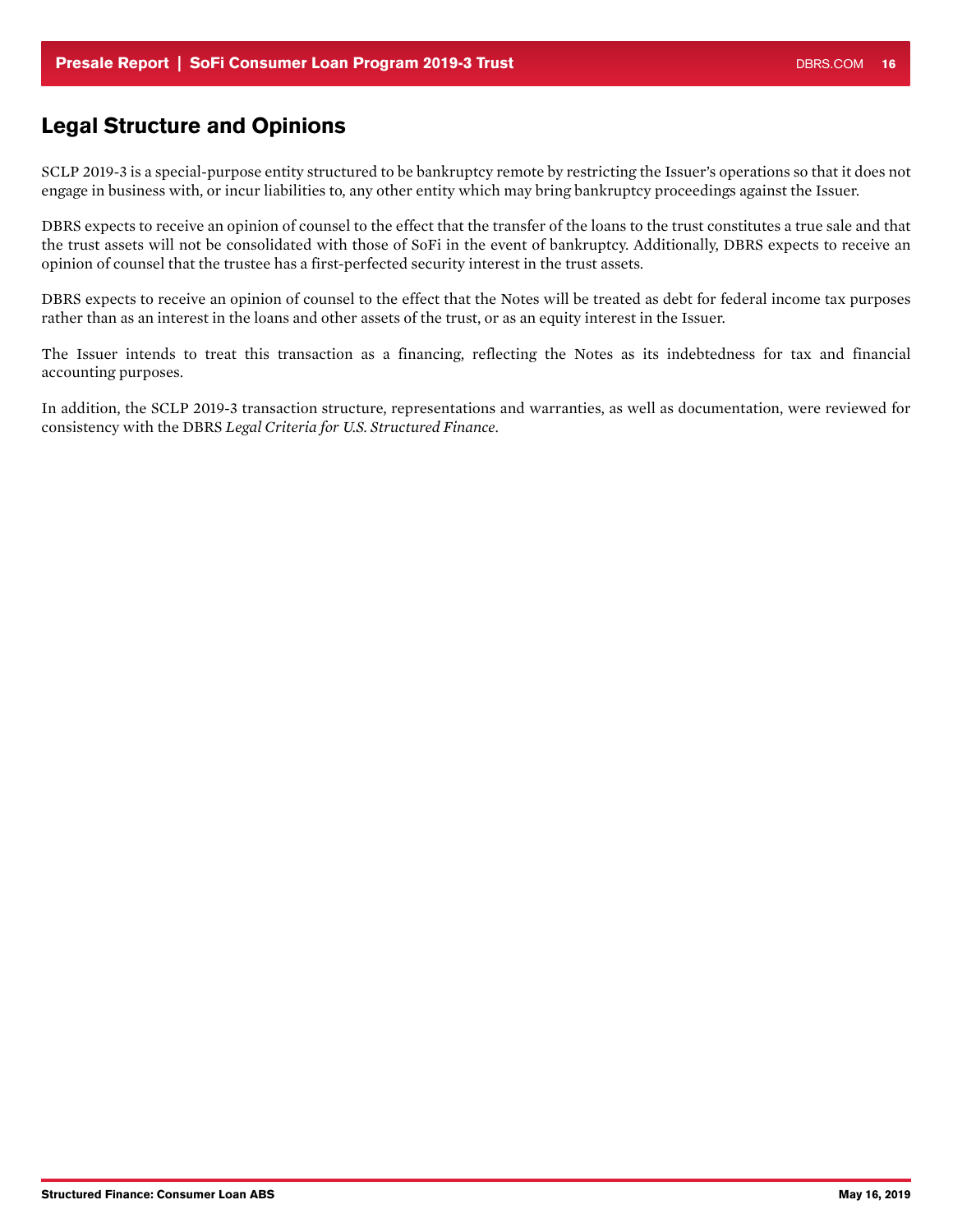## Legal Structure and Opinions

SCLP 2019-3 is a special-purpose entity structured to be bankruptcy remote by restricting the Issuer's operations so that it does not engage in business with, or incur liabilities to, any other entity which may bring bankruptcy proceedings against the Issuer.

DBRS expects to receive an opinion of counsel to the effect that the transfer of the loans to the trust constitutes a true sale and that the trust assets will not be consolidated with those of SoFi in the event of bankruptcy. Additionally, DBRS expects to receive an opinion of counsel that the trustee has a first-perfected security interest in the trust assets.

DBRS expects to receive an opinion of counsel to the effect that the Notes will be treated as debt for federal income tax purposes rather than as an interest in the loans and other assets of the trust, or as an equity interest in the Issuer.

The Issuer intends to treat this transaction as a financing, reflecting the Notes as its indebtedness for tax and financial accounting purposes.

In addition, the SCLP 2019-3 transaction structure, representations and warranties, as well as documentation, were reviewed for consistency with the DBRS *Legal Criteria for U.S. Structured Finance*.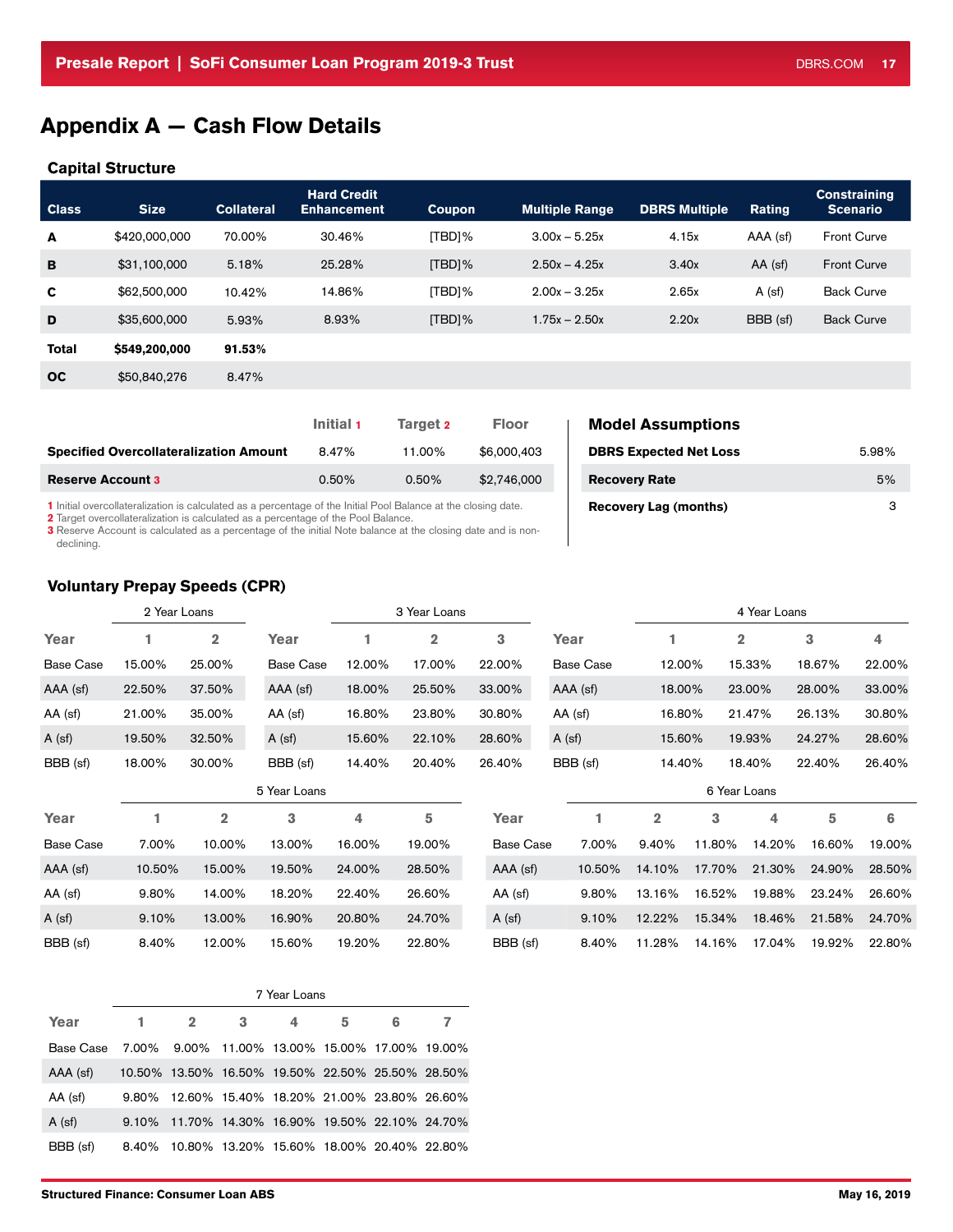# Appendix A — Cash Flow Details

## Capital Structure

| Class | Size | Collateral | Hard Credit Enhancement | Coupon | Multiple Range | DBRS Multiple | Rating | Constraining Scenario |
|---|---|---|---|---|---|---|---|---|
| A | $420,000,000 | 70.00% | 30.46% | [TBD]% | 3.00x – 5.25x | 4.15x | AAA (sf) | Front Curve |
| B | $31,100,000 | 5.18% | 25.28% | [TBD]% | 2.50x – 4.25x | 3.40x | AA (sf) | Front Curve |
| C | $62,500,000 | 10.42% | 14.86% | [TBD]% | 2.00x – 3.25x | 2.65x | A (sf) | Back Curve |
| D | $35,600,000 | 5.93% | 8.93% | [TBD]% | 1.75x – 2.50x | 2.20x | BBB (sf) | Back Curve |
| **Total** | **$549,200,000** | **91.53%** | | | | | | |
| **OC** | $50,840,276 | 8.47% | | | | | | |

| | Initial [1] | Target [2] | Floor |
|---|---|---|---|
| **Specified Overcollateralization Amount** | 8.47% | 11.00% | $6,000,403 |
| **Reserve Account [3]** | 0.50% | 0.50% | $2,746,000 |

1 Initial overcollateralization is calculated as a percentage of the Initial Pool Balance at the closing date.
2 Target overcollateralization is calculated as a percentage of the Pool Balance.
3 Reserve Account is calculated as a percentage of the initial Note balance at the closing date and is non-declining.

### Model Assumptions

| | |
|---|---|
| **DBRS Expected Net Loss** | 5.98% |
| **Recovery Rate** | 5% |
| **Recovery Lag (months)** | 3 |

## Voluntary Prepay Speeds (CPR)

**2 Year Loans**

| Year | 1 | 2 |
|---|---|---|
| Base Case | 15.00% | 25.00% |
| AAA (sf) | 22.50% | 37.50% |
| AA (sf) | 21.00% | 35.00% |
| A (sf) | 19.50% | 32.50% |
| BBB (sf) | 18.00% | 30.00% |

**3 Year Loans**

| Year | 1 | 2 | 3 |
|---|---|---|---|
| Base Case | 12.00% | 17.00% | 22.00% |
| AAA (sf) | 18.00% | 25.50% | 33.00% |
| AA (sf) | 16.80% | 23.80% | 30.80% |
| A (sf) | 15.60% | 22.10% | 28.60% |
| BBB (sf) | 14.40% | 20.40% | 26.40% |

**4 Year Loans**

| Year | 1 | 2 | 3 | 4 |
|---|---|---|---|---|
| Base Case | 12.00% | 15.33% | 18.67% | 22.00% |
| AAA (sf) | 18.00% | 23.00% | 28.00% | 33.00% |
| AA (sf) | 16.80% | 21.47% | 26.13% | 30.80% |
| A (sf) | 15.60% | 19.93% | 24.27% | 28.60% |
| BBB (sf) | 14.40% | 18.40% | 22.40% | 26.40% |

**5 Year Loans**

| Year | 1 | 2 | 3 | 4 | 5 |
|---|---|---|---|---|---|
| Base Case | 7.00% | 10.00% | 13.00% | 16.00% | 19.00% |
| AAA (sf) | 10.50% | 15.00% | 19.50% | 24.00% | 28.50% |
| AA (sf) | 9.80% | 14.00% | 18.20% | 22.40% | 26.60% |
| A (sf) | 9.10% | 13.00% | 16.90% | 20.80% | 24.70% |
| BBB (sf) | 8.40% | 12.00% | 15.60% | 19.20% | 22.80% |

**6 Year Loans**

| Year | 1 | 2 | 3 | 4 | 5 | 6 |
|---|---|---|---|---|---|---|
| Base Case | 7.00% | 9.40% | 11.80% | 14.20% | 16.60% | 19.00% |
| AAA (sf) | 10.50% | 14.10% | 17.70% | 21.30% | 24.90% | 28.50% |
| AA (sf) | 9.80% | 13.16% | 16.52% | 19.88% | 23.24% | 26.60% |
| A (sf) | 9.10% | 12.22% | 15.34% | 18.46% | 21.58% | 24.70% |
| BBB (sf) | 8.40% | 11.28% | 14.16% | 17.04% | 19.92% | 22.80% |

**7 Year Loans**

| Year | 1 | 2 | 3 | 4 | 5 | 6 | 7 |
|---|---|---|---|---|---|---|---|
| Base Case | 7.00% | 9.00% | 11.00% | 13.00% | 15.00% | 17.00% | 19.00% |
| AAA (sf) | 10.50% | 13.50% | 16.50% | 19.50% | 22.50% | 25.50% | 28.50% |
| AA (sf) | 9.80% | 12.60% | 15.40% | 18.20% | 21.00% | 23.80% | 26.60% |
| A (sf) | 9.10% | 11.70% | 14.30% | 16.90% | 19.50% | 22.10% | 24.70% |
| BBB (sf) | 8.40% | 10.80% | 13.20% | 15.60% | 18.00% | 20.40% | 22.80% |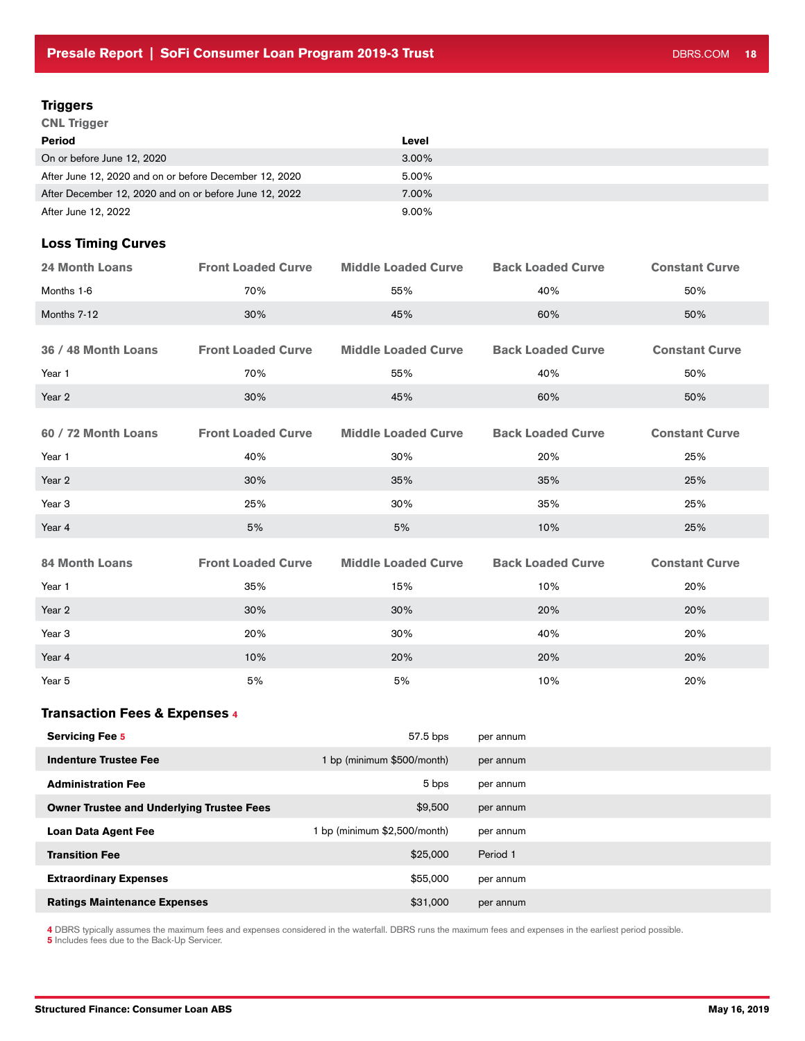## Triggers

### CNL Trigger

| Period | Level |
|---|---|
| On or before June 12, 2020 | 3.00% |
| After June 12, 2020 and on or before December 12, 2020 | 5.00% |
| After December 12, 2020 and on or before June 12, 2022 | 7.00% |
| After June 12, 2022 | 9.00% |

## Loss Timing Curves

| 24 Month Loans | Front Loaded Curve | Middle Loaded Curve | Back Loaded Curve | Constant Curve |
|---|---|---|---|---|
| Months 1-6 | 70% | 55% | 40% | 50% |
| Months 7-12 | 30% | 45% | 60% | 50% |

| 36 / 48 Month Loans | Front Loaded Curve | Middle Loaded Curve | Back Loaded Curve | Constant Curve |
|---|---|---|---|---|
| Year 1 | 70% | 55% | 40% | 50% |
| Year 2 | 30% | 45% | 60% | 50% |

| 60 / 72 Month Loans | Front Loaded Curve | Middle Loaded Curve | Back Loaded Curve | Constant Curve |
|---|---|---|---|---|
| Year 1 | 40% | 30% | 20% | 25% |
| Year 2 | 30% | 35% | 35% | 25% |
| Year 3 | 25% | 30% | 35% | 25% |
| Year 4 | 5% | 5% | 10% | 25% |

| 84 Month Loans | Front Loaded Curve | Middle Loaded Curve | Back Loaded Curve | Constant Curve |
|---|---|---|---|---|
| Year 1 | 35% | 15% | 10% | 20% |
| Year 2 | 30% | 30% | 20% | 20% |
| Year 3 | 20% | 30% | 40% | 20% |
| Year 4 | 10% | 20% | 20% | 20% |
| Year 5 | 5% | 5% | 10% | 20% |

## Transaction Fees & Expenses [4]

| | | |
|---|---|---|
| **Servicing Fee** [5] | 57.5 bps | per annum |
| **Indenture Trustee Fee** | 1 bp (minimum $500/month) | per annum |
| **Administration Fee** | 5 bps | per annum |
| **Owner Trustee and Underlying Trustee Fees** | $9,500 | per annum |
| **Loan Data Agent Fee** | 1 bp (minimum $2,500/month) | per annum |
| **Transition Fee** | $25,000 | Period 1 |
| **Extraordinary Expenses** | $55,000 | per annum |
| **Ratings Maintenance Expenses** | $31,000 | per annum |

[4] DBRS typically assumes the maximum fees and expenses considered in the waterfall. DBRS runs the maximum fees and expenses in the earliest period possible.
[5] Includes fees due to the Back-Up Servicer.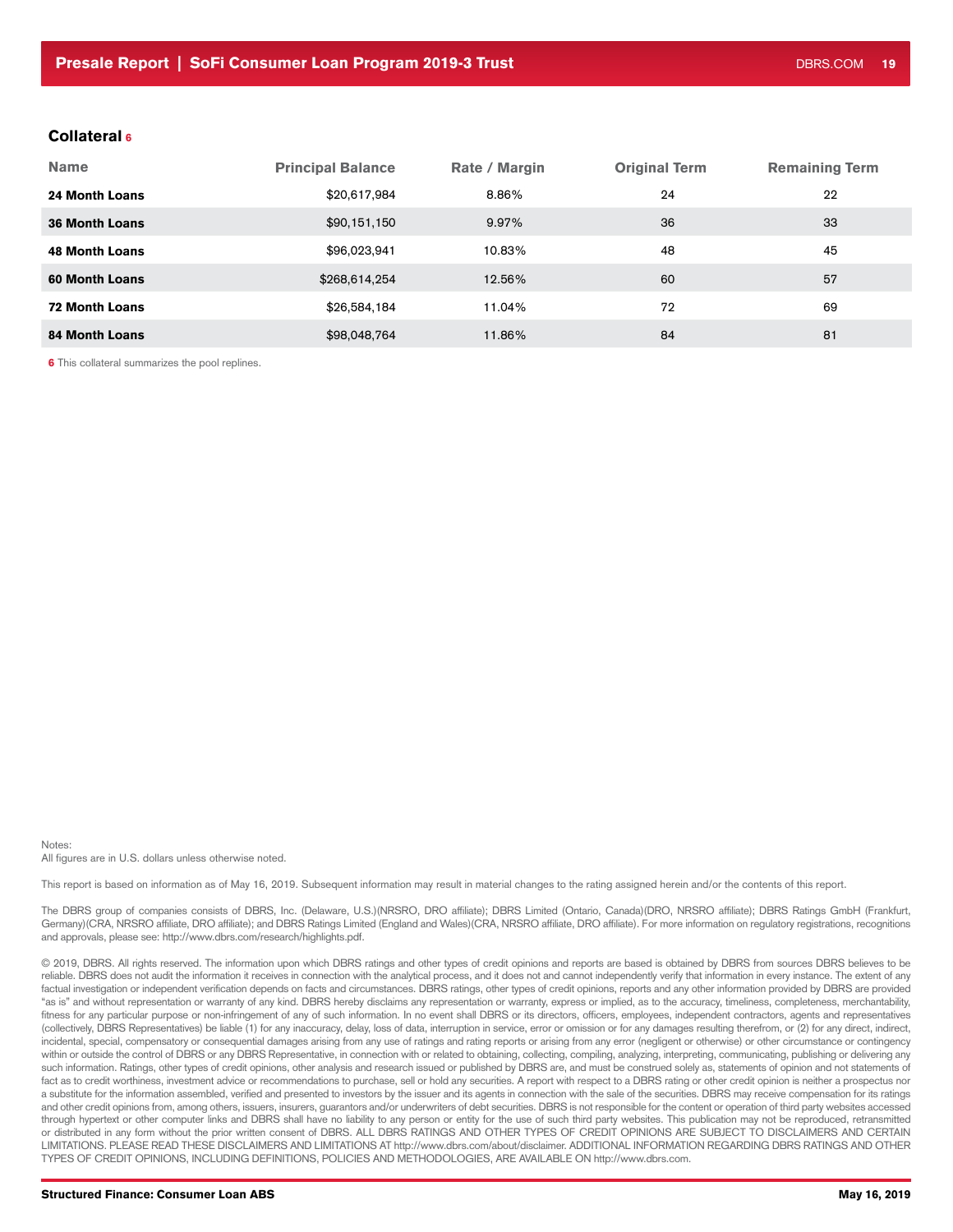## Collateral [6]

| Name | Principal Balance | Rate / Margin | Original Term | Remaining Term |
|---|---|---|---|---|
| **24 Month Loans** | $20,617,984 | 8.86% | 24 | 22 |
| **36 Month Loans** | $90,151,150 | 9.97% | 36 | 33 |
| **48 Month Loans** | $96,023,941 | 10.83% | 48 | 45 |
| **60 Month Loans** | $268,614,254 | 12.56% | 60 | 57 |
| **72 Month Loans** | $26,584,184 | 11.04% | 72 | 69 |
| **84 Month Loans** | $98,048,764 | 11.86% | 84 | 81 |

[6] This collateral summarizes the pool replines.

Notes:
All figures are in U.S. dollars unless otherwise noted.

This report is based on information as of May 16, 2019. Subsequent information may result in material changes to the rating assigned herein and/or the contents of this report.

The DBRS group of companies consists of DBRS, Inc. (Delaware, U.S.)(NRSRO, DRO affiliate); DBRS Limited (Ontario, Canada)(DRO, NRSRO affiliate); DBRS Ratings GmbH (Frankfurt, Germany)(CRA, NRSRO affiliate, DRO affiliate); and DBRS Ratings Limited (England and Wales)(CRA, NRSRO affiliate, DRO affiliate). For more information on regulatory registrations, recognitions and approvals, please see: http://www.dbrs.com/research/highlights.pdf.

© 2019, DBRS. All rights reserved. The information upon which DBRS ratings and other types of credit opinions and reports are based is obtained by DBRS from sources DBRS believes to be reliable. DBRS does not audit the information it receives in connection with the analytical process, and it does not and cannot independently verify that information in every instance. The extent of any factual investigation or independent verification depends on facts and circumstances. DBRS ratings, other types of credit opinions, reports and any other information provided by DBRS are provided "as is" and without representation or warranty of any kind. DBRS hereby disclaims any representation or warranty, express or implied, as to the accuracy, timeliness, completeness, merchantability, fitness for any particular purpose or non-infringement of any of such information. In no event shall DBRS or its directors, officers, employees, independent contractors, agents and representatives (collectively, DBRS Representatives) be liable (1) for any inaccuracy, delay, loss of data, interruption in service, error or omission or for any damages resulting therefrom, or (2) for any direct, indirect, incidental, special, compensatory or consequential damages arising from any use of ratings and rating reports or arising from any error (negligent or otherwise) or other circumstance or contingency within or outside the control of DBRS or any DBRS Representative, in connection with or related to obtaining, collecting, compiling, analyzing, interpreting, communicating, publishing or delivering any such information. Ratings, other types of credit opinions, other analysis and research issued or published by DBRS are, and must be construed solely as, statements of opinion and not statements of fact as to credit worthiness, investment advice or recommendations to purchase, sell or hold any securities. A report with respect to a DBRS rating or other credit opinion is neither a prospectus nor a substitute for the information assembled, verified and presented to investors by the issuer and its agents in connection with the sale of the securities. DBRS may receive compensation for its ratings and other credit opinions from, among others, issuers, insurers, guarantors and/or underwriters of debt securities. DBRS is not responsible for the content or operation of third party websites accessed through hypertext or other computer links and DBRS shall have no liability to any person or entity for the use of such third party websites. This publication may not be reproduced, retransmitted or distributed in any form without the prior written consent of DBRS. ALL DBRS RATINGS AND OTHER TYPES OF CREDIT OPINIONS ARE SUBJECT TO DISCLAIMERS AND CERTAIN LIMITATIONS. PLEASE READ THESE DISCLAIMERS AND LIMITATIONS AT http://www.dbrs.com/about/disclaimer. ADDITIONAL INFORMATION REGARDING DBRS RATINGS AND OTHER TYPES OF CREDIT OPINIONS, INCLUDING DEFINITIONS, POLICIES AND METHODOLOGIES, ARE AVAILABLE ON http://www.dbrs.com.